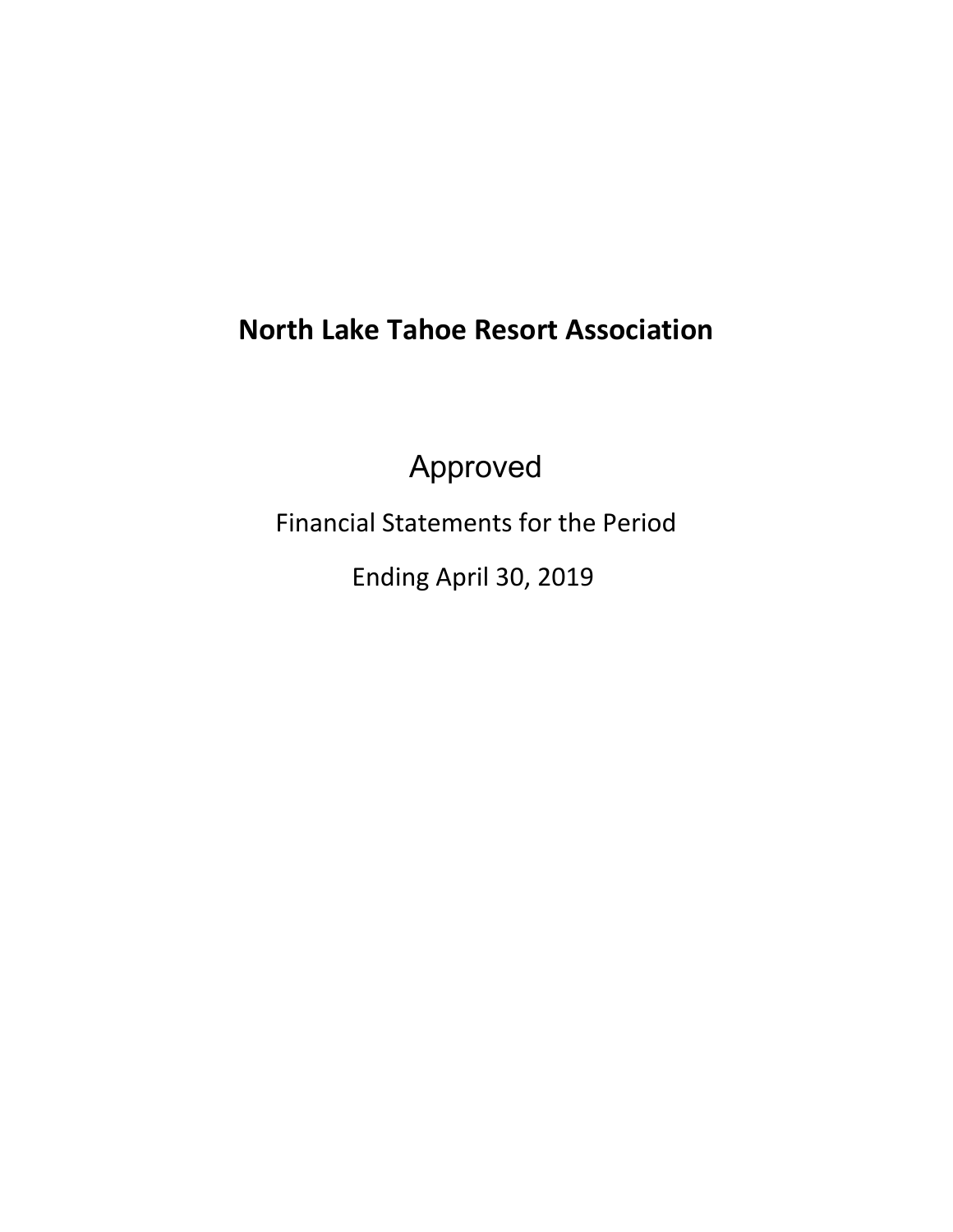# North Lake Tahoe Resort Association

Approved

Financial Statements for the Period

Ending April 30, 2019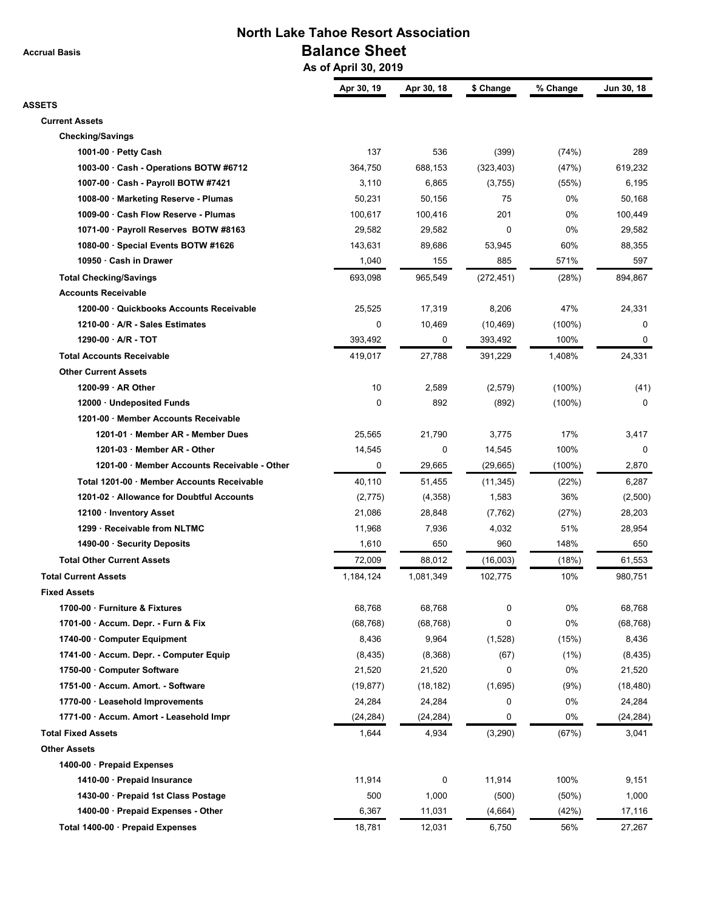# North Lake Tahoe Resort Association

## Balance Sheet

**As of April 30, 2019**

Accrual Basis

| | Apr 30, 19 | Apr 30, 18 | $ Change | % Change | Jun 30, 18 |
|---|---|---|---|---|---|
| **ASSETS** | | | | | |
| **Current Assets** | | | | | |
| **Checking/Savings** | | | | | |
| 1001-00 · Petty Cash | 137 | 536 | (399) | (74%) | 289 |
| 1003-00 · Cash - Operations BOTW #6712 | 364,750 | 688,153 | (323,403) | (47%) | 619,232 |
| 1007-00 · Cash - Payroll BOTW #7421 | 3,110 | 6,865 | (3,755) | (55%) | 6,195 |
| 1008-00 · Marketing Reserve - Plumas | 50,231 | 50,156 | 75 | 0% | 50,168 |
| 1009-00 · Cash Flow Reserve - Plumas | 100,617 | 100,416 | 201 | 0% | 100,449 |
| 1071-00 · Payroll Reserves BOTW #8163 | 29,582 | 29,582 | 0 | 0% | 29,582 |
| 1080-00 · Special Events BOTW #1626 | 143,631 | 89,686 | 53,945 | 60% | 88,355 |
| 10950 · Cash in Drawer | 1,040 | 155 | 885 | 571% | 597 |
| **Total Checking/Savings** | 693,098 | 965,549 | (272,451) | (28%) | 894,867 |
| **Accounts Receivable** | | | | | |
| 1200-00 · Quickbooks Accounts Receivable | 25,525 | 17,319 | 8,206 | 47% | 24,331 |
| 1210-00 · A/R - Sales Estimates | 0 | 10,469 | (10,469) | (100%) | 0 |
| 1290-00 · A/R - TOT | 393,492 | 0 | 393,492 | 100% | 0 |
| **Total Accounts Receivable** | 419,017 | 27,788 | 391,229 | 1,408% | 24,331 |
| **Other Current Assets** | | | | | |
| 1200-99 · AR Other | 10 | 2,589 | (2,579) | (100%) | (41) |
| 12000 · Undeposited Funds | 0 | 892 | (892) | (100%) | 0 |
| 1201-00 · Member Accounts Receivable | | | | | |
| 1201-01 · Member AR - Member Dues | 25,565 | 21,790 | 3,775 | 17% | 3,417 |
| 1201-03 · Member AR - Other | 14,545 | 0 | 14,545 | 100% | 0 |
| 1201-00 · Member Accounts Receivable - Other | 0 | 29,665 | (29,665) | (100%) | 2,870 |
| Total 1201-00 · Member Accounts Receivable | 40,110 | 51,455 | (11,345) | (22%) | 6,287 |
| 1201-02 · Allowance for Doubtful Accounts | (2,775) | (4,358) | 1,583 | 36% | (2,500) |
| 12100 · Inventory Asset | 21,086 | 28,848 | (7,762) | (27%) | 28,203 |
| 1299 · Receivable from NLTMC | 11,968 | 7,936 | 4,032 | 51% | 28,954 |
| 1490-00 · Security Deposits | 1,610 | 650 | 960 | 148% | 650 |
| **Total Other Current Assets** | 72,009 | 88,012 | (16,003) | (18%) | 61,553 |
| **Total Current Assets** | 1,184,124 | 1,081,349 | 102,775 | 10% | 980,751 |
| **Fixed Assets** | | | | | |
| 1700-00 · Furniture & Fixtures | 68,768 | 68,768 | 0 | 0% | 68,768 |
| 1701-00 · Accum. Depr. - Furn & Fix | (68,768) | (68,768) | 0 | 0% | (68,768) |
| 1740-00 · Computer Equipment | 8,436 | 9,964 | (1,528) | (15%) | 8,436 |
| 1741-00 · Accum. Depr. - Computer Equip | (8,435) | (8,368) | (67) | (1%) | (8,435) |
| 1750-00 · Computer Software | 21,520 | 21,520 | 0 | 0% | 21,520 |
| 1751-00 · Accum. Amort. - Software | (19,877) | (18,182) | (1,695) | (9%) | (18,480) |
| 1770-00 · Leasehold Improvements | 24,284 | 24,284 | 0 | 0% | 24,284 |
| 1771-00 · Accum. Amort - Leasehold Impr | (24,284) | (24,284) | 0 | 0% | (24,284) |
| **Total Fixed Assets** | 1,644 | 4,934 | (3,290) | (67%) | 3,041 |
| **Other Assets** | | | | | |
| 1400-00 · Prepaid Expenses | | | | | |
| 1410-00 · Prepaid Insurance | 11,914 | 0 | 11,914 | 100% | 9,151 |
| 1430-00 · Prepaid 1st Class Postage | 500 | 1,000 | (500) | (50%) | 1,000 |
| 1400-00 · Prepaid Expenses - Other | 6,367 | 11,031 | (4,664) | (42%) | 17,116 |
| Total 1400-00 · Prepaid Expenses | 18,781 | 12,031 | 6,750 | 56% | 27,267 |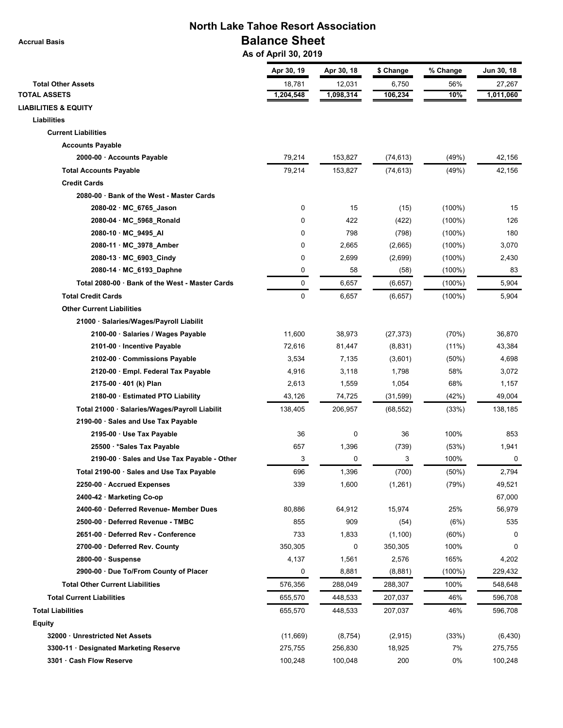# North Lake Tahoe Resort Association
## Balance Sheet
### As of April 30, 2019

Accrual Basis

| | Apr 30, 19 | Apr 30, 18 | $ Change | % Change | Jun 30, 18 |
|---|---|---|---|---|---|
| **Total Other Assets** | 18,781 | 12,031 | 6,750 | 56% | 27,267 |
| **TOTAL ASSETS** | 1,204,548 | 1,098,314 | 106,234 | 10% | 1,011,060 |
| **LIABILITIES & EQUITY** | | | | | |
| **Liabilities** | | | | | |
| **Current Liabilities** | | | | | |
| **Accounts Payable** | | | | | |
| 2000-00 · Accounts Payable | 79,214 | 153,827 | (74,613) | (49%) | 42,156 |
| **Total Accounts Payable** | 79,214 | 153,827 | (74,613) | (49%) | 42,156 |
| **Credit Cards** | | | | | |
| 2080-00 · Bank of the West - Master Cards | | | | | |
| 2080-02 · MC_6765_Jason | 0 | 15 | (15) | (100%) | 15 |
| 2080-04 · MC_5968_Ronald | 0 | 422 | (422) | (100%) | 126 |
| 2080-10 · MC_9495_Al | 0 | 798 | (798) | (100%) | 180 |
| 2080-11 · MC_3978_Amber | 0 | 2,665 | (2,665) | (100%) | 3,070 |
| 2080-13 · MC_6903_Cindy | 0 | 2,699 | (2,699) | (100%) | 2,430 |
| 2080-14 · MC_6193_Daphne | 0 | 58 | (58) | (100%) | 83 |
| Total 2080-00 · Bank of the West - Master Cards | 0 | 6,657 | (6,657) | (100%) | 5,904 |
| **Total Credit Cards** | 0 | 6,657 | (6,657) | (100%) | 5,904 |
| **Other Current Liabilities** | | | | | |
| 21000 · Salaries/Wages/Payroll Liabilit | | | | | |
| 2100-00 · Salaries / Wages Payable | 11,600 | 38,973 | (27,373) | (70%) | 36,870 |
| 2101-00 · Incentive Payable | 72,616 | 81,447 | (8,831) | (11%) | 43,384 |
| 2102-00 · Commissions Payable | 3,534 | 7,135 | (3,601) | (50%) | 4,698 |
| 2120-00 · Empl. Federal Tax Payable | 4,916 | 3,118 | 1,798 | 58% | 3,072 |
| 2175-00 · 401 (k) Plan | 2,613 | 1,559 | 1,054 | 68% | 1,157 |
| 2180-00 · Estimated PTO Liability | 43,126 | 74,725 | (31,599) | (42%) | 49,004 |
| Total 21000 · Salaries/Wages/Payroll Liabilit | 138,405 | 206,957 | (68,552) | (33%) | 138,185 |
| 2190-00 · Sales and Use Tax Payable | | | | | |
| 2195-00 · Use Tax Payable | 36 | 0 | 36 | 100% | 853 |
| 25500 · *Sales Tax Payable | 657 | 1,396 | (739) | (53%) | 1,941 |
| 2190-00 · Sales and Use Tax Payable - Other | 3 | 0 | 3 | 100% | 0 |
| Total 2190-00 · Sales and Use Tax Payable | 696 | 1,396 | (700) | (50%) | 2,794 |
| 2250-00 · Accrued Expenses | 339 | 1,600 | (1,261) | (79%) | 49,521 |
| 2400-42 · Marketing Co-op | | | | | 67,000 |
| 2400-60 · Deferred Revenue- Member Dues | 80,886 | 64,912 | 15,974 | 25% | 56,979 |
| 2500-00 · Deferred Revenue - TMBC | 855 | 909 | (54) | (6%) | 535 |
| 2651-00 · Deferred Rev - Conference | 733 | 1,833 | (1,100) | (60%) | 0 |
| 2700-00 · Deferred Rev. County | 350,305 | 0 | 350,305 | 100% | 0 |
| 2800-00 · Suspense | 4,137 | 1,561 | 2,576 | 165% | 4,202 |
| 2900-00 · Due To/From County of Placer | 0 | 8,881 | (8,881) | (100%) | 229,432 |
| **Total Other Current Liabilities** | 576,356 | 288,049 | 288,307 | 100% | 548,648 |
| **Total Current Liabilities** | 655,570 | 448,533 | 207,037 | 46% | 596,708 |
| **Total Liabilities** | 655,570 | 448,533 | 207,037 | 46% | 596,708 |
| **Equity** | | | | | |
| 32000 · Unrestricted Net Assets | (11,669) | (8,754) | (2,915) | (33%) | (6,430) |
| 3300-11 · Designated Marketing Reserve | 275,755 | 256,830 | 18,925 | 7% | 275,755 |
| 3301 · Cash Flow Reserve | 100,248 | 100,048 | 200 | 0% | 100,248 |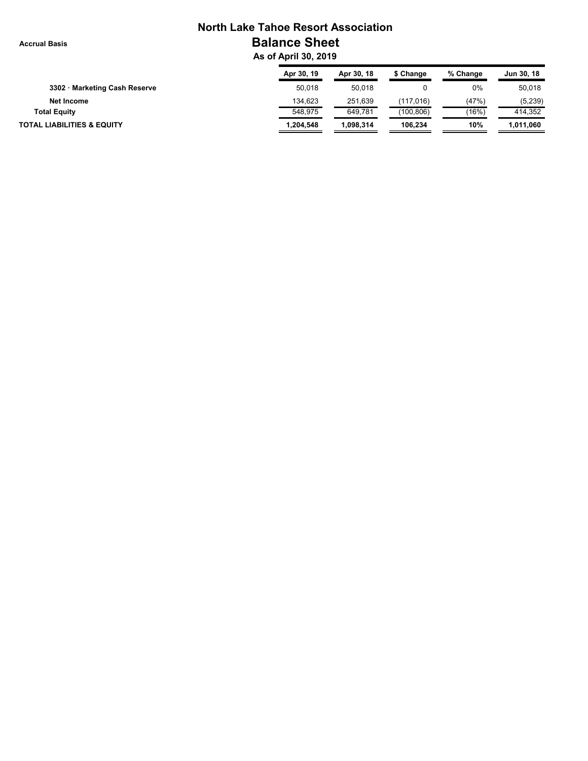# North Lake Tahoe Resort Association

## Balance Sheet

**Accrual Basis**

**As of April 30, 2019**

| | Apr 30, 19 | Apr 30, 18 | $ Change | % Change | Jun 30, 18 |
|---|---|---|---|---|---|
| **3302 · Marketing Cash Reserve** | 50,018 | 50,018 | 0 | 0% | 50,018 |
| **Net Income** | 134,623 | 251,639 | (117,016) | (47%) | (5,239) |
| **Total Equity** | 548,975 | 649,781 | (100,806) | (16%) | 414,352 |
| **TOTAL LIABILITIES & EQUITY** | **1,204,548** | **1,098,314** | **106,234** | **10%** | **1,011,060** |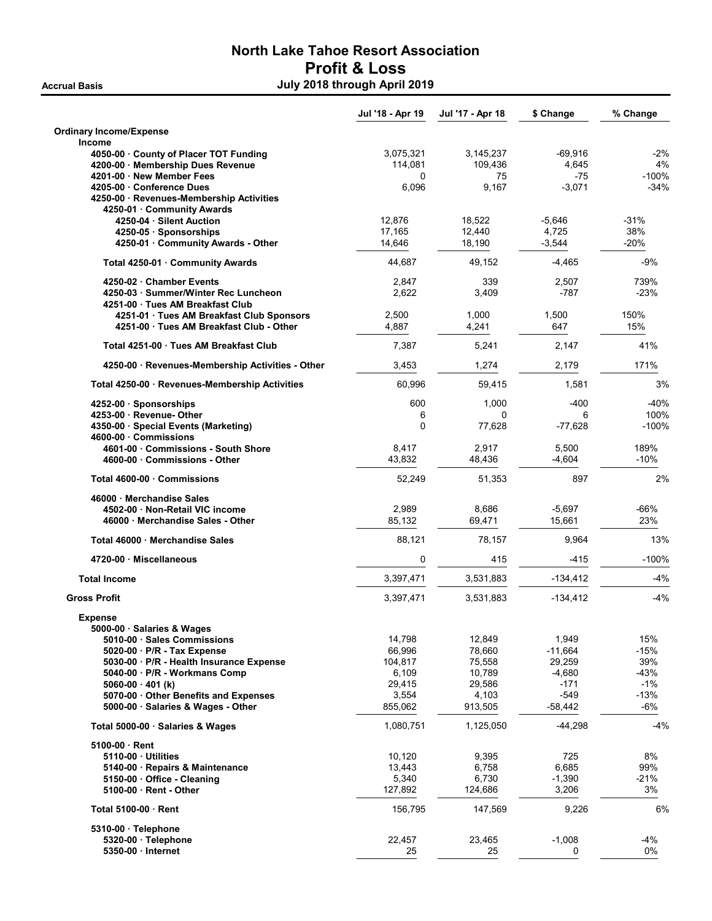# North Lake Tahoe Resort Association
## Profit & Loss
### July 2018 through April 2019

**Accrual Basis**

| | Jul '18 - Apr 19 | Jul '17 - Apr 18 | $ Change | % Change |
|---|---|---|---|---|
| **Ordinary Income/Expense** | | | | |
| **Income** | | | | |
| 4050-00 · County of Placer TOT Funding | 3,075,321 | 3,145,237 | -69,916 | -2% |
| 4200-00 · Membership Dues Revenue | 114,081 | 109,436 | 4,645 | 4% |
| 4201-00 · New Member Fees | 0 | 75 | -75 | -100% |
| 4205-00 · Conference Dues | 6,096 | 9,167 | -3,071 | -34% |
| 4250-00 · Revenues-Membership Activities | | | | |
| 4250-01 · Community Awards | | | | |
| 4250-04 · Silent Auction | 12,876 | 18,522 | -5,646 | -31% |
| 4250-05 · Sponsorships | 17,165 | 12,440 | 4,725 | 38% |
| 4250-01 · Community Awards - Other | 14,646 | 18,190 | -3,544 | -20% |
| Total 4250-01 · Community Awards | 44,687 | 49,152 | -4,465 | -9% |
| 4250-02 · Chamber Events | 2,847 | 339 | 2,507 | 739% |
| 4250-03 · Summer/Winter Rec Luncheon | 2,622 | 3,409 | -787 | -23% |
| 4251-00 · Tues AM Breakfast Club | | | | |
| 4251-01 · Tues AM Breakfast Club Sponsors | 2,500 | 1,000 | 1,500 | 150% |
| 4251-00 · Tues AM Breakfast Club - Other | 4,887 | 4,241 | 647 | 15% |
| Total 4251-00 · Tues AM Breakfast Club | 7,387 | 5,241 | 2,147 | 41% |
| 4250-00 · Revenues-Membership Activities - Other | 3,453 | 1,274 | 2,179 | 171% |
| Total 4250-00 · Revenues-Membership Activities | 60,996 | 59,415 | 1,581 | 3% |
| 4252-00 · Sponsorships | 600 | 1,000 | -400 | -40% |
| 4253-00 · Revenue- Other | 6 | 0 | 6 | 100% |
| 4350-00 · Special Events (Marketing) | 0 | 77,628 | -77,628 | -100% |
| 4600-00 · Commissions | | | | |
| 4601-00 · Commissions - South Shore | 8,417 | 2,917 | 5,500 | 189% |
| 4600-00 · Commissions - Other | 43,832 | 48,436 | -4,604 | -10% |
| Total 4600-00 · Commissions | 52,249 | 51,353 | 897 | 2% |
| 46000 · Merchandise Sales | | | | |
| 4502-00 · Non-Retail VIC income | 2,989 | 8,686 | -5,697 | -66% |
| 46000 · Merchandise Sales - Other | 85,132 | 69,471 | 15,661 | 23% |
| Total 46000 · Merchandise Sales | 88,121 | 78,157 | 9,964 | 13% |
| 4720-00 · Miscellaneous | 0 | 415 | -415 | -100% |
| **Total Income** | 3,397,471 | 3,531,883 | -134,412 | -4% |
| **Gross Profit** | 3,397,471 | 3,531,883 | -134,412 | -4% |
| **Expense** | | | | |
| 5000-00 · Salaries & Wages | | | | |
| 5010-00 · Sales Commissions | 14,798 | 12,849 | 1,949 | 15% |
| 5020-00 · P/R - Tax Expense | 66,996 | 78,660 | -11,664 | -15% |
| 5030-00 · P/R - Health Insurance Expense | 104,817 | 75,558 | 29,259 | 39% |
| 5040-00 · P/R - Workmans Comp | 6,109 | 10,789 | -4,680 | -43% |
| 5060-00 · 401 (k) | 29,415 | 29,586 | -171 | -1% |
| 5070-00 · Other Benefits and Expenses | 3,554 | 4,103 | -549 | -13% |
| 5000-00 · Salaries & Wages - Other | 855,062 | 913,505 | -58,442 | -6% |
| Total 5000-00 · Salaries & Wages | 1,080,751 | 1,125,050 | -44,298 | -4% |
| 5100-00 · Rent | | | | |
| 5110-00 · Utilities | 10,120 | 9,395 | 725 | 8% |
| 5140-00 · Repairs & Maintenance | 13,443 | 6,758 | 6,685 | 99% |
| 5150-00 · Office - Cleaning | 5,340 | 6,730 | -1,390 | -21% |
| 5100-00 · Rent - Other | 127,892 | 124,686 | 3,206 | 3% |
| Total 5100-00 · Rent | 156,795 | 147,569 | 9,226 | 6% |
| 5310-00 · Telephone | | | | |
| 5320-00 · Telephone | 22,457 | 23,465 | -1,008 | -4% |
| 5350-00 · Internet | 25 | 25 | 0 | 0% |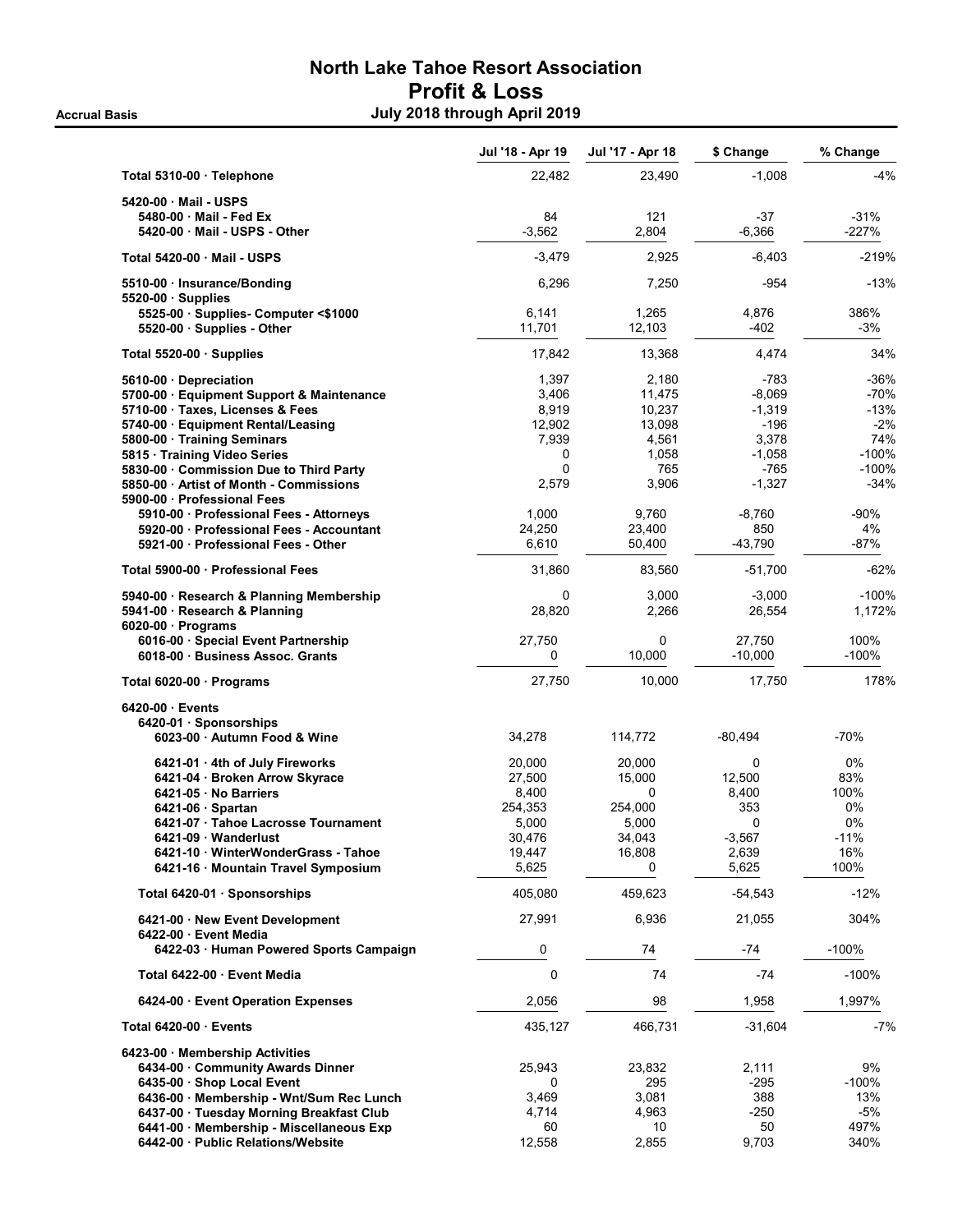# North Lake Tahoe Resort Association
## Profit & Loss
### July 2018 through April 2019

Accrual Basis

| | Jul '18 - Apr 19 | Jul '17 - Apr 18 | $ Change | % Change |
|---|---|---|---|---|
| Total 5310-00 · Telephone | 22,482 | 23,490 | -1,008 | -4% |
| 5420-00 · Mail - USPS | | | | |
| 5480-00 · Mail - Fed Ex | 84 | 121 | -37 | -31% |
| 5420-00 · Mail - USPS - Other | -3,562 | 2,804 | -6,366 | -227% |
| Total 5420-00 · Mail - USPS | -3,479 | 2,925 | -6,403 | -219% |
| 5510-00 · Insurance/Bonding | 6,296 | 7,250 | -954 | -13% |
| 5520-00 · Supplies | | | | |
| 5525-00 · Supplies- Computer <$1000 | 6,141 | 1,265 | 4,876 | 386% |
| 5520-00 · Supplies - Other | 11,701 | 12,103 | -402 | -3% |
| Total 5520-00 · Supplies | 17,842 | 13,368 | 4,474 | 34% |
| 5610-00 · Depreciation | 1,397 | 2,180 | -783 | -36% |
| 5700-00 · Equipment Support & Maintenance | 3,406 | 11,475 | -8,069 | -70% |
| 5710-00 · Taxes, Licenses & Fees | 8,919 | 10,237 | -1,319 | -13% |
| 5740-00 · Equipment Rental/Leasing | 12,902 | 13,098 | -196 | -2% |
| 5800-00 · Training Seminars | 7,939 | 4,561 | 3,378 | 74% |
| 5815 · Training Video Series | 0 | 1,058 | -1,058 | -100% |
| 5830-00 · Commission Due to Third Party | 0 | 765 | -765 | -100% |
| 5850-00 · Artist of Month - Commissions | 2,579 | 3,906 | -1,327 | -34% |
| 5900-00 · Professional Fees | | | | |
| 5910-00 · Professional Fees - Attorneys | 1,000 | 9,760 | -8,760 | -90% |
| 5920-00 · Professional Fees - Accountant | 24,250 | 23,400 | 850 | 4% |
| 5921-00 · Professional Fees - Other | 6,610 | 50,400 | -43,790 | -87% |
| Total 5900-00 · Professional Fees | 31,860 | 83,560 | -51,700 | -62% |
| 5940-00 · Research & Planning Membership | 0 | 3,000 | -3,000 | -100% |
| 5941-00 · Research & Planning | 28,820 | 2,266 | 26,554 | 1,172% |
| 6020-00 · Programs | | | | |
| 6016-00 · Special Event Partnership | 27,750 | 0 | 27,750 | 100% |
| 6018-00 · Business Assoc. Grants | 0 | 10,000 | -10,000 | -100% |
| Total 6020-00 · Programs | 27,750 | 10,000 | 17,750 | 178% |
| 6420-00 · Events | | | | |
| 6420-01 · Sponsorships | | | | |
| 6023-00 · Autumn Food & Wine | 34,278 | 114,772 | -80,494 | -70% |
| 6421-01 · 4th of July Fireworks | 20,000 | 20,000 | 0 | 0% |
| 6421-04 · Broken Arrow Skyrace | 27,500 | 15,000 | 12,500 | 83% |
| 6421-05 · No Barriers | 8,400 | 0 | 8,400 | 100% |
| 6421-06 · Spartan | 254,353 | 254,000 | 353 | 0% |
| 6421-07 · Tahoe Lacrosse Tournament | 5,000 | 5,000 | 0 | 0% |
| 6421-09 · Wanderlust | 30,476 | 34,043 | -3,567 | -11% |
| 6421-10 · WinterWonderGrass - Tahoe | 19,447 | 16,808 | 2,639 | 16% |
| 6421-16 · Mountain Travel Symposium | 5,625 | 0 | 5,625 | 100% |
| Total 6420-01 · Sponsorships | 405,080 | 459,623 | -54,543 | -12% |
| 6421-00 · New Event Development | 27,991 | 6,936 | 21,055 | 304% |
| 6422-00 · Event Media | | | | |
| 6422-03 · Human Powered Sports Campaign | 0 | 74 | -74 | -100% |
| Total 6422-00 · Event Media | 0 | 74 | -74 | -100% |
| 6424-00 · Event Operation Expenses | 2,056 | 98 | 1,958 | 1,997% |
| Total 6420-00 · Events | 435,127 | 466,731 | -31,604 | -7% |
| 6423-00 · Membership Activities | | | | |
| 6434-00 · Community Awards Dinner | 25,943 | 23,832 | 2,111 | 9% |
| 6435-00 · Shop Local Event | 0 | 295 | -295 | -100% |
| 6436-00 · Membership - Wnt/Sum Rec Lunch | 3,469 | 3,081 | 388 | 13% |
| 6437-00 · Tuesday Morning Breakfast Club | 4,714 | 4,963 | -250 | -5% |
| 6441-00 · Membership - Miscellaneous Exp | 60 | 10 | 50 | 497% |
| 6442-00 · Public Relations/Website | 12,558 | 2,855 | 9,703 | 340% |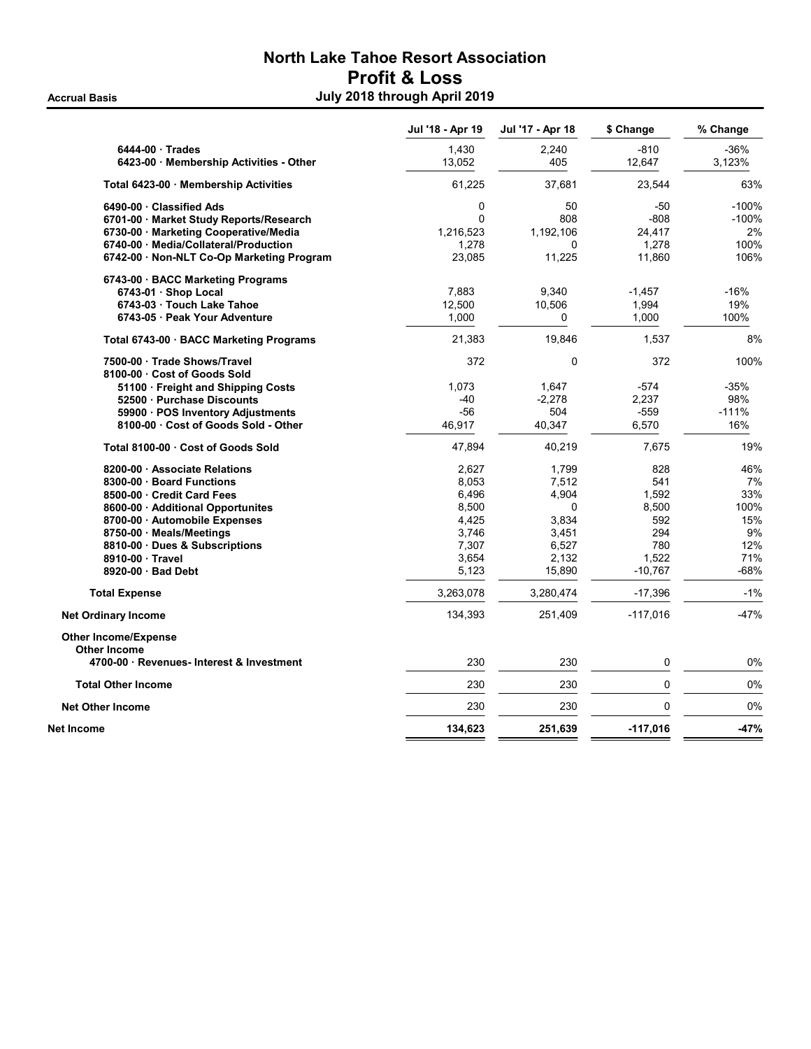# North Lake Tahoe Resort Association
## Profit & Loss
### July 2018 through April 2019

**Accrual Basis**

| | Jul '18 - Apr 19 | Jul '17 - Apr 18 | $ Change | % Change |
|---|---|---|---|---|
| 6444-00 · Trades | 1,430 | 2,240 | -810 | -36% |
| 6423-00 · Membership Activities - Other | 13,052 | 405 | 12,647 | 3,123% |
| **Total 6423-00 · Membership Activities** | 61,225 | 37,681 | 23,544 | 63% |
| 6490-00 · Classified Ads | 0 | 50 | -50 | -100% |
| 6701-00 · Market Study Reports/Research | 0 | 808 | -808 | -100% |
| 6730-00 · Marketing Cooperative/Media | 1,216,523 | 1,192,106 | 24,417 | 2% |
| 6740-00 · Media/Collateral/Production | 1,278 | 0 | 1,278 | 100% |
| 6742-00 · Non-NLT Co-Op Marketing Program | 23,085 | 11,225 | 11,860 | 106% |
| 6743-00 · BACC Marketing Programs | | | | |
| 6743-01 · Shop Local | 7,883 | 9,340 | -1,457 | -16% |
| 6743-03 · Touch Lake Tahoe | 12,500 | 10,506 | 1,994 | 19% |
| 6743-05 · Peak Your Adventure | 1,000 | 0 | 1,000 | 100% |
| **Total 6743-00 · BACC Marketing Programs** | 21,383 | 19,846 | 1,537 | 8% |
| 7500-00 · Trade Shows/Travel | 372 | 0 | 372 | 100% |
| 8100-00 · Cost of Goods Sold | | | | |
| 51100 · Freight and Shipping Costs | 1,073 | 1,647 | -574 | -35% |
| 52500 · Purchase Discounts | -40 | -2,278 | 2,237 | 98% |
| 59900 · POS Inventory Adjustments | -56 | 504 | -559 | -111% |
| 8100-00 · Cost of Goods Sold - Other | 46,917 | 40,347 | 6,570 | 16% |
| **Total 8100-00 · Cost of Goods Sold** | 47,894 | 40,219 | 7,675 | 19% |
| 8200-00 · Associate Relations | 2,627 | 1,799 | 828 | 46% |
| 8300-00 · Board Functions | 8,053 | 7,512 | 541 | 7% |
| 8500-00 · Credit Card Fees | 6,496 | 4,904 | 1,592 | 33% |
| 8600-00 · Additional Opportunites | 8,500 | 0 | 8,500 | 100% |
| 8700-00 · Automobile Expenses | 4,425 | 3,834 | 592 | 15% |
| 8750-00 · Meals/Meetings | 3,746 | 3,451 | 294 | 9% |
| 8810-00 · Dues & Subscriptions | 7,307 | 6,527 | 780 | 12% |
| 8910-00 · Travel | 3,654 | 2,132 | 1,522 | 71% |
| 8920-00 · Bad Debt | 5,123 | 15,890 | -10,767 | -68% |
| **Total Expense** | 3,263,078 | 3,280,474 | -17,396 | -1% |
| **Net Ordinary Income** | 134,393 | 251,409 | -117,016 | -47% |
| **Other Income/Expense** | | | | |
| **Other Income** | | | | |
| 4700-00 · Revenues- Interest & Investment | 230 | 230 | 0 | 0% |
| **Total Other Income** | 230 | 230 | 0 | 0% |
| **Net Other Income** | 230 | 230 | 0 | 0% |
| **Net Income** | **134,623** | **251,639** | **-117,016** | **-47%** |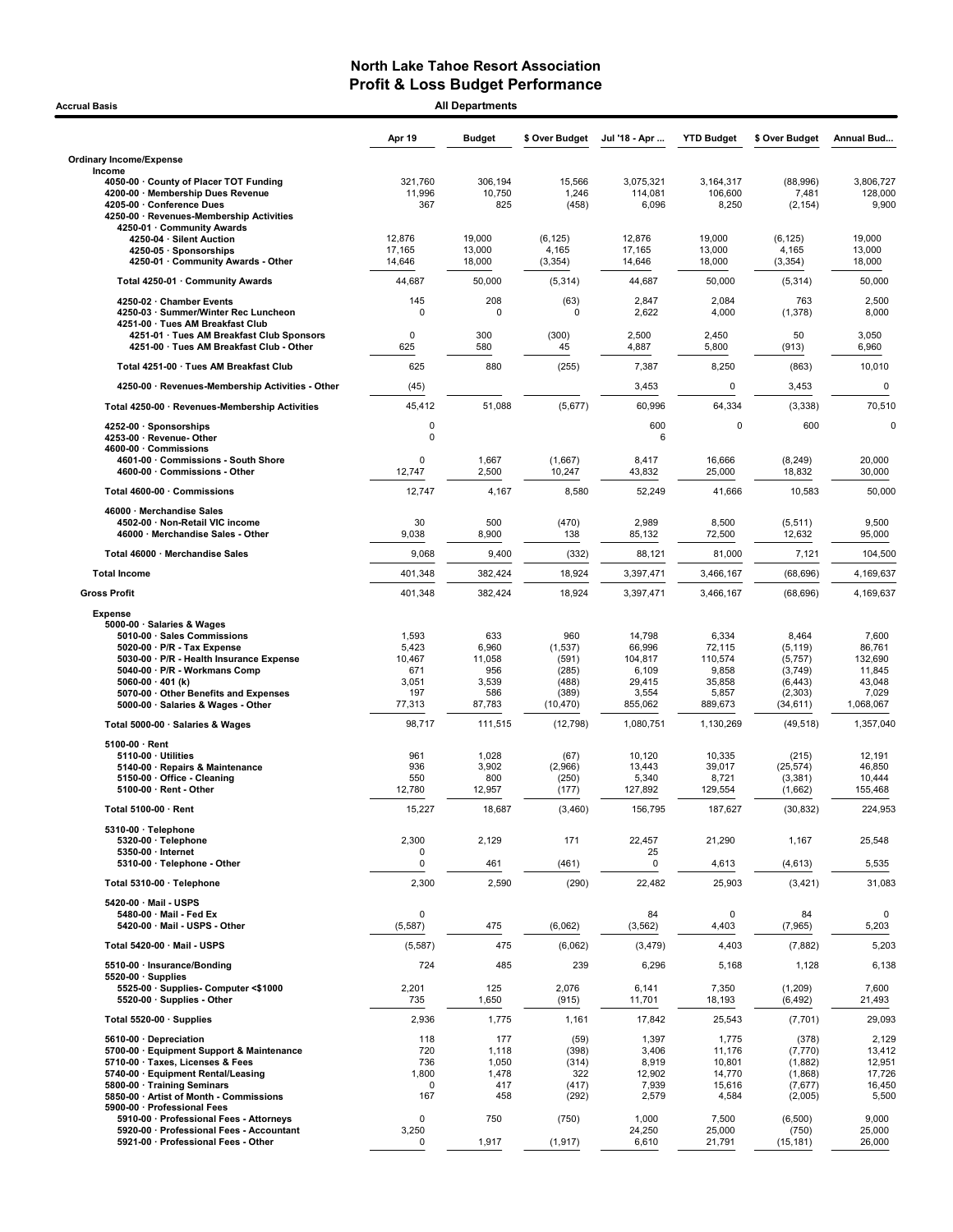# North Lake Tahoe Resort Association
## Profit & Loss Budget Performance

Accrual Basis — All Departments

| | Apr 19 | Budget | $ Over Budget | Jul '18 - Apr ... | YTD Budget | $ Over Budget | Annual Bud... |
|---|---|---|---|---|---|---|---|
| **Ordinary Income/Expense** | | | | | | | |
| **Income** | | | | | | | |
| 4050-00 · County of Placer TOT Funding | 321,760 | 306,194 | 15,566 | 3,075,321 | 3,164,317 | (88,996) | 3,806,727 |
| 4200-00 · Membership Dues Revenue | 11,996 | 10,750 | 1,246 | 114,081 | 106,600 | 7,481 | 128,000 |
| 4205-00 · Conference Dues | 367 | 825 | (458) | 6,096 | 8,250 | (2,154) | 9,900 |
| 4250-00 · Revenues-Membership Activities | | | | | | | |
| 4250-01 · Community Awards | | | | | | | |
| 4250-04 · Silent Auction | 12,876 | 19,000 | (6,125) | 12,876 | 19,000 | (6,125) | 19,000 |
| 4250-05 · Sponsorships | 17,165 | 13,000 | 4,165 | 17,165 | 13,000 | 4,165 | 13,000 |
| 4250-01 · Community Awards - Other | 14,646 | 18,000 | (3,354) | 14,646 | 18,000 | (3,354) | 18,000 |
| Total 4250-01 · Community Awards | 44,687 | 50,000 | (5,314) | 44,687 | 50,000 | (5,314) | 50,000 |
| 4250-02 · Chamber Events | 145 | 208 | (63) | 2,847 | 2,084 | 763 | 2,500 |
| 4250-03 · Summer/Winter Rec Luncheon | 0 | 0 | 0 | 2,622 | 4,000 | (1,378) | 8,000 |
| 4251-00 · Tues AM Breakfast Club | | | | | | | |
| 4251-01 · Tues AM Breakfast Club Sponsors | 0 | 300 | (300) | 2,500 | 2,450 | 50 | 3,050 |
| 4251-00 · Tues AM Breakfast Club - Other | 625 | 580 | 45 | 4,887 | 5,800 | (913) | 6,960 |
| Total 4251-00 · Tues AM Breakfast Club | 625 | 880 | (255) | 7,387 | 8,250 | (863) | 10,010 |
| 4250-00 · Revenues-Membership Activities - Other | (45) | | | 3,453 | 0 | 3,453 | 0 |
| Total 4250-00 · Revenues-Membership Activities | 45,412 | 51,088 | (5,677) | 60,996 | 64,334 | (3,338) | 70,510 |
| 4252-00 · Sponsorships | 0 | | | 600 | 0 | 600 | 0 |
| 4253-00 · Revenue- Other | 0 | | | 6 | | | |
| 4600-00 · Commissions | | | | | | | |
| 4601-00 · Commissions - South Shore | 0 | 1,667 | (1,667) | 8,417 | 16,666 | (8,249) | 20,000 |
| 4600-00 · Commissions - Other | 12,747 | 2,500 | 10,247 | 43,832 | 25,000 | 18,832 | 30,000 |
| Total 4600-00 · Commissions | 12,747 | 4,167 | 8,580 | 52,249 | 41,666 | 10,583 | 50,000 |
| 46000 · Merchandise Sales | | | | | | | |
| 4502-00 · Non-Retail VIC income | 30 | 500 | (470) | 2,989 | 8,500 | (5,511) | 9,500 |
| 46000 · Merchandise Sales - Other | 9,038 | 8,900 | 138 | 85,132 | 72,500 | 12,632 | 95,000 |
| Total 46000 · Merchandise Sales | 9,068 | 9,400 | (332) | 88,121 | 81,000 | 7,121 | 104,500 |
| **Total Income** | 401,348 | 382,424 | 18,924 | 3,397,471 | 3,466,167 | (68,696) | 4,169,637 |
| **Gross Profit** | 401,348 | 382,424 | 18,924 | 3,397,471 | 3,466,167 | (68,696) | 4,169,637 |
| **Expense** | | | | | | | |
| 5000-00 · Salaries & Wages | | | | | | | |
| 5010-00 · Sales Commissions | 1,593 | 633 | 960 | 14,798 | 6,334 | 8,464 | 7,600 |
| 5020-00 · P/R - Tax Expense | 5,423 | 6,960 | (1,537) | 66,996 | 72,115 | (5,119) | 86,761 |
| 5030-00 · P/R - Health Insurance Expense | 10,467 | 11,058 | (591) | 104,817 | 110,574 | (5,757) | 132,690 |
| 5040-00 · P/R - Workmans Comp | 671 | 956 | (285) | 6,109 | 9,858 | (3,749) | 11,845 |
| 5060-00 · 401 (k) | 3,051 | 3,539 | (488) | 29,415 | 35,858 | (6,443) | 43,048 |
| 5070-00 · Other Benefits and Expenses | 197 | 586 | (389) | 3,554 | 5,857 | (2,303) | 7,029 |
| 5000-00 · Salaries & Wages - Other | 77,313 | 87,783 | (10,470) | 855,062 | 889,673 | (34,611) | 1,068,067 |
| Total 5000-00 · Salaries & Wages | 98,717 | 111,515 | (12,798) | 1,080,751 | 1,130,269 | (49,518) | 1,357,040 |
| 5100-00 · Rent | | | | | | | |
| 5110-00 · Utilities | 961 | 1,028 | (67) | 10,120 | 10,335 | (215) | 12,191 |
| 5140-00 · Repairs & Maintenance | 936 | 3,902 | (2,966) | 13,443 | 39,017 | (25,574) | 46,850 |
| 5150-00 · Office - Cleaning | 550 | 800 | (250) | 5,340 | 8,721 | (3,381) | 10,444 |
| 5100-00 · Rent - Other | 12,780 | 12,957 | (177) | 127,892 | 129,554 | (1,662) | 155,468 |
| Total 5100-00 · Rent | 15,227 | 18,687 | (3,460) | 156,795 | 187,627 | (30,832) | 224,953 |
| 5310-00 · Telephone | | | | | | | |
| 5320-00 · Telephone | 2,300 | 2,129 | 171 | 22,457 | 21,290 | 1,167 | 25,548 |
| 5350-00 · Internet | 0 | | | 25 | | | |
| 5310-00 · Telephone - Other | 0 | 461 | (461) | 0 | 4,613 | (4,613) | 5,535 |
| Total 5310-00 · Telephone | 2,300 | 2,590 | (290) | 22,482 | 25,903 | (3,421) | 31,083 |
| 5420-00 · Mail - USPS | | | | | | | |
| 5480-00 · Mail - Fed Ex | 0 | | | 84 | 0 | 84 | 0 |
| 5420-00 · Mail - USPS - Other | (5,587) | 475 | (6,062) | (3,562) | 4,403 | (7,965) | 5,203 |
| Total 5420-00 · Mail - USPS | (5,587) | 475 | (6,062) | (3,479) | 4,403 | (7,882) | 5,203 |
| 5510-00 · Insurance/Bonding | 724 | 485 | 239 | 6,296 | 5,168 | 1,128 | 6,138 |
| 5520-00 · Supplies | | | | | | | |
| 5525-00 · Supplies- Computer <$1000 | 2,201 | 125 | 2,076 | 6,141 | 7,350 | (1,209) | 7,600 |
| 5520-00 · Supplies - Other | 735 | 1,650 | (915) | 11,701 | 18,193 | (6,492) | 21,493 |
| Total 5520-00 · Supplies | 2,936 | 1,775 | 1,161 | 17,842 | 25,543 | (7,701) | 29,093 |
| 5610-00 · Depreciation | 118 | 177 | (59) | 1,397 | 1,775 | (378) | 2,129 |
| 5700-00 · Equipment Support & Maintenance | 720 | 1,118 | (398) | 3,406 | 11,176 | (7,770) | 13,412 |
| 5710-00 · Taxes, Licenses & Fees | 736 | 1,050 | (314) | 8,919 | 10,801 | (1,882) | 12,951 |
| 5740-00 · Equipment Rental/Leasing | 1,800 | 1,478 | 322 | 12,902 | 14,770 | (1,868) | 17,726 |
| 5800-00 · Training Seminars | 0 | 417 | (417) | 7,939 | 15,616 | (7,677) | 16,450 |
| 5850-00 · Artist of Month - Commissions | 167 | 458 | (292) | 2,579 | 4,584 | (2,005) | 5,500 |
| 5900-00 · Professional Fees | | | | | | | |
| 5910-00 · Professional Fees - Attorneys | 0 | 750 | (750) | 1,000 | 7,500 | (6,500) | 9,000 |
| 5920-00 · Professional Fees - Accountant | 3,250 | | | 24,250 | 25,000 | (750) | 25,000 |
| 5921-00 · Professional Fees - Other | 0 | 1,917 | (1,917) | 6,610 | 21,791 | (15,181) | 26,000 |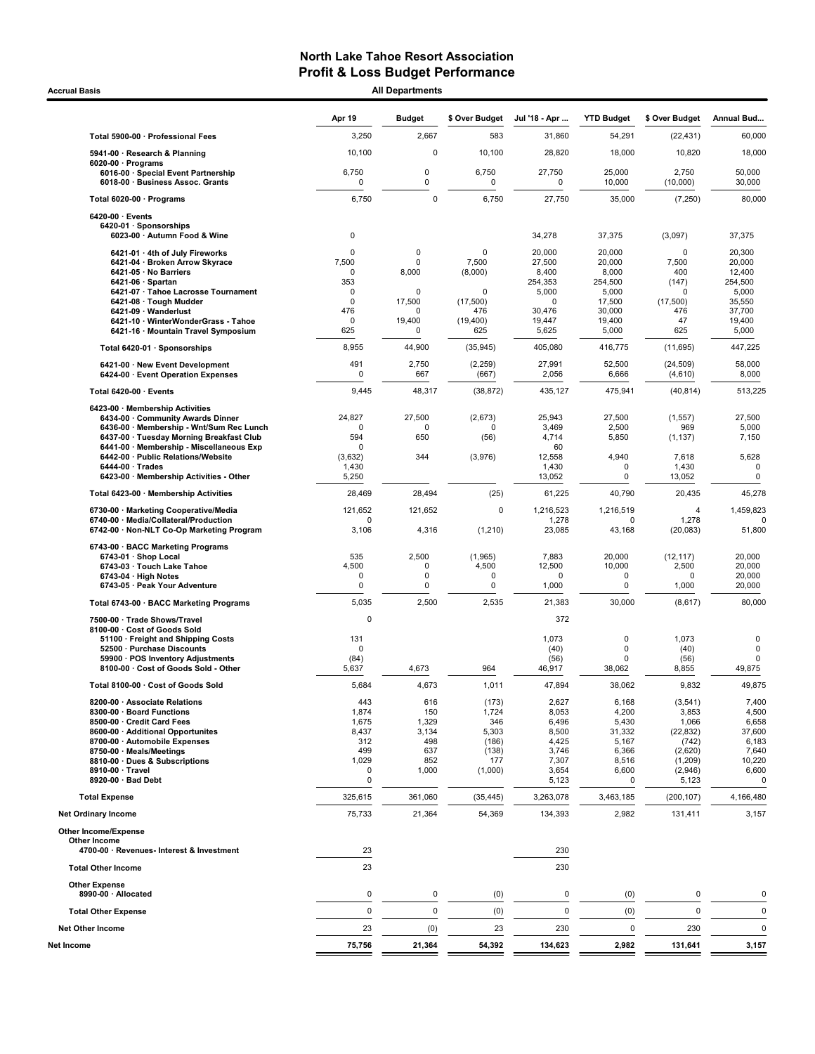# North Lake Tahoe Resort Association
## Profit & Loss Budget Performance

**Accrual Basis** — **All Departments**

| | Apr 19 | Budget | $ Over Budget | Jul '18 - Apr ... | YTD Budget | $ Over Budget | Annual Bud... |
|---|---|---|---|---|---|---|---|
| Total 5900-00 · Professional Fees | 3,250 | 2,667 | 583 | 31,860 | 54,291 | (22,431) | 60,000 |
| 5941-00 · Research & Planning | 10,100 | 0 | 10,100 | 28,820 | 18,000 | 10,820 | 18,000 |
| 6020-00 · Programs | | | | | | | |
| 6016-00 · Special Event Partnership | 6,750 | 0 | 6,750 | 27,750 | 25,000 | 2,750 | 50,000 |
| 6018-00 · Business Assoc. Grants | 0 | 0 | 0 | 0 | 10,000 | (10,000) | 30,000 |
| Total 6020-00 · Programs | 6,750 | 0 | 6,750 | 27,750 | 35,000 | (7,250) | 80,000 |
| 6420-00 · Events | | | | | | | |
| 6420-01 · Sponsorships | | | | | | | |
| 6023-00 · Autumn Food & Wine | 0 | | | 34,278 | 37,375 | (3,097) | 37,375 |
| 6421-01 · 4th of July Fireworks | 0 | 0 | 0 | 20,000 | 20,000 | 0 | 20,300 |
| 6421-04 · Broken Arrow Skyrace | 7,500 | 0 | 7,500 | 27,500 | 20,000 | 7,500 | 20,000 |
| 6421-05 · No Barriers | 0 | 8,000 | (8,000) | 8,400 | 8,000 | 400 | 12,400 |
| 6421-06 · Spartan | 353 | | | 254,353 | 254,500 | (147) | 254,500 |
| 6421-07 · Tahoe Lacrosse Tournament | 0 | 0 | 0 | 5,000 | 5,000 | 0 | 5,000 |
| 6421-08 · Tough Mudder | 0 | 17,500 | (17,500) | 0 | 17,500 | (17,500) | 35,550 |
| 6421-09 · Wanderlust | 476 | 0 | 476 | 30,476 | 30,000 | 476 | 37,700 |
| 6421-10 · WinterWonderGrass - Tahoe | 0 | 19,400 | (19,400) | 19,447 | 19,400 | 47 | 19,400 |
| 6421-16 · Mountain Travel Symposium | 625 | 0 | 625 | 5,625 | 5,000 | 625 | 5,000 |
| Total 6420-01 · Sponsorships | 8,955 | 44,900 | (35,945) | 405,080 | 416,775 | (11,695) | 447,225 |
| 6421-00 · New Event Development | 491 | 2,750 | (2,259) | 27,991 | 52,500 | (24,509) | 58,000 |
| 6424-00 · Event Operation Expenses | 0 | 667 | (667) | 2,056 | 6,666 | (4,610) | 8,000 |
| Total 6420-00 · Events | 9,445 | 48,317 | (38,872) | 435,127 | 475,941 | (40,814) | 513,225 |
| 6423-00 · Membership Activities | | | | | | | |
| 6434-00 · Community Awards Dinner | 24,827 | 27,500 | (2,673) | 25,943 | 27,500 | (1,557) | 27,500 |
| 6436-00 · Membership - Wnt/Sum Rec Lunch | 0 | 0 | 0 | 3,469 | 2,500 | 969 | 5,000 |
| 6437-00 · Tuesday Morning Breakfast Club | 594 | 650 | (56) | 4,714 | 5,850 | (1,137) | 7,150 |
| 6441-00 · Membership - Miscellaneous Exp | 0 | | | 60 | | | |
| 6442-00 · Public Relations/Website | (3,632) | 344 | (3,976) | 12,558 | 4,940 | 7,618 | 5,628 |
| 6444-00 · Trades | 1,430 | | | 1,430 | 0 | 1,430 | 0 |
| 6423-00 · Membership Activities - Other | 5,250 | | | 13,052 | 0 | 13,052 | 0 |
| Total 6423-00 · Membership Activities | 28,469 | 28,494 | (25) | 61,225 | 40,790 | 20,435 | 45,278 |
| 6730-00 · Marketing Cooperative/Media | 121,652 | 121,652 | 0 | 1,216,523 | 1,216,519 | 4 | 1,459,823 |
| 6740-00 · Media/Collateral/Production | 0 | | | 1,278 | 0 | 1,278 | 0 |
| 6742-00 · Non-NLT Co-Op Marketing Program | 3,106 | 4,316 | (1,210) | 23,085 | 43,168 | (20,083) | 51,800 |
| 6743-00 · BACC Marketing Programs | | | | | | | |
| 6743-01 · Shop Local | 535 | 2,500 | (1,965) | 7,883 | 20,000 | (12,117) | 20,000 |
| 6743-03 · Touch Lake Tahoe | 4,500 | 0 | 4,500 | 12,500 | 10,000 | 2,500 | 20,000 |
| 6743-04 · High Notes | 0 | 0 | 0 | 0 | 0 | 0 | 20,000 |
| 6743-05 · Peak Your Adventure | 0 | 0 | 0 | 1,000 | 0 | 1,000 | 20,000 |
| Total 6743-00 · BACC Marketing Programs | 5,035 | 2,500 | 2,535 | 21,383 | 30,000 | (8,617) | 80,000 |
| 7500-00 · Trade Shows/Travel | 0 | | | 372 | | | |
| 8100-00 · Cost of Goods Sold | | | | | | | |
| 51100 · Freight and Shipping Costs | 131 | | | 1,073 | 0 | 1,073 | 0 |
| 52500 · Purchase Discounts | 0 | | | (40) | 0 | (40) | 0 |
| 59900 · POS Inventory Adjustments | (84) | | | (56) | 0 | (56) | 0 |
| 8100-00 · Cost of Goods Sold - Other | 5,637 | 4,673 | 964 | 46,917 | 38,062 | 8,855 | 49,875 |
| Total 8100-00 · Cost of Goods Sold | 5,684 | 4,673 | 1,011 | 47,894 | 38,062 | 9,832 | 49,875 |
| 8200-00 · Associate Relations | 443 | 616 | (173) | 2,627 | 6,168 | (3,541) | 7,400 |
| 8300-00 · Board Functions | 1,874 | 150 | 1,724 | 8,053 | 4,200 | 3,853 | 4,500 |
| 8500-00 · Credit Card Fees | 1,675 | 1,329 | 346 | 6,496 | 5,430 | 1,066 | 6,658 |
| 8600-00 · Additional Opportunites | 8,437 | 3,134 | 5,303 | 8,500 | 31,332 | (22,832) | 37,600 |
| 8700-00 · Automobile Expenses | 312 | 498 | (186) | 4,425 | 5,167 | (742) | 6,183 |
| 8750-00 · Meals/Meetings | 499 | 637 | (138) | 3,746 | 6,366 | (2,620) | 7,640 |
| 8810-00 · Dues & Subscriptions | 1,029 | 852 | 177 | 7,307 | 8,516 | (1,209) | 10,220 |
| 8910-00 · Travel | 0 | 1,000 | (1,000) | 3,654 | 6,600 | (2,946) | 6,600 |
| 8920-00 · Bad Debt | 0 | | | 5,123 | 0 | 5,123 | 0 |
| **Total Expense** | 325,615 | 361,060 | (35,445) | 3,263,078 | 3,463,185 | (200,107) | 4,166,480 |
| **Net Ordinary Income** | 75,733 | 21,364 | 54,369 | 134,393 | 2,982 | 131,411 | 3,157 |
| **Other Income/Expense** | | | | | | | |
| Other Income | | | | | | | |
| 4700-00 · Revenues- Interest & Investment | 23 | | | 230 | | | |
| **Total Other Income** | 23 | | | 230 | | | |
| **Other Expense** | | | | | | | |
| 8990-00 · Allocated | 0 | 0 | (0) | 0 | (0) | 0 | 0 |
| **Total Other Expense** | 0 | 0 | (0) | 0 | (0) | 0 | 0 |
| **Net Other Income** | 23 | (0) | 23 | 230 | 0 | 230 | 0 |
| **Net Income** | **75,756** | **21,364** | **54,392** | **134,623** | **2,982** | **131,641** | **3,157** |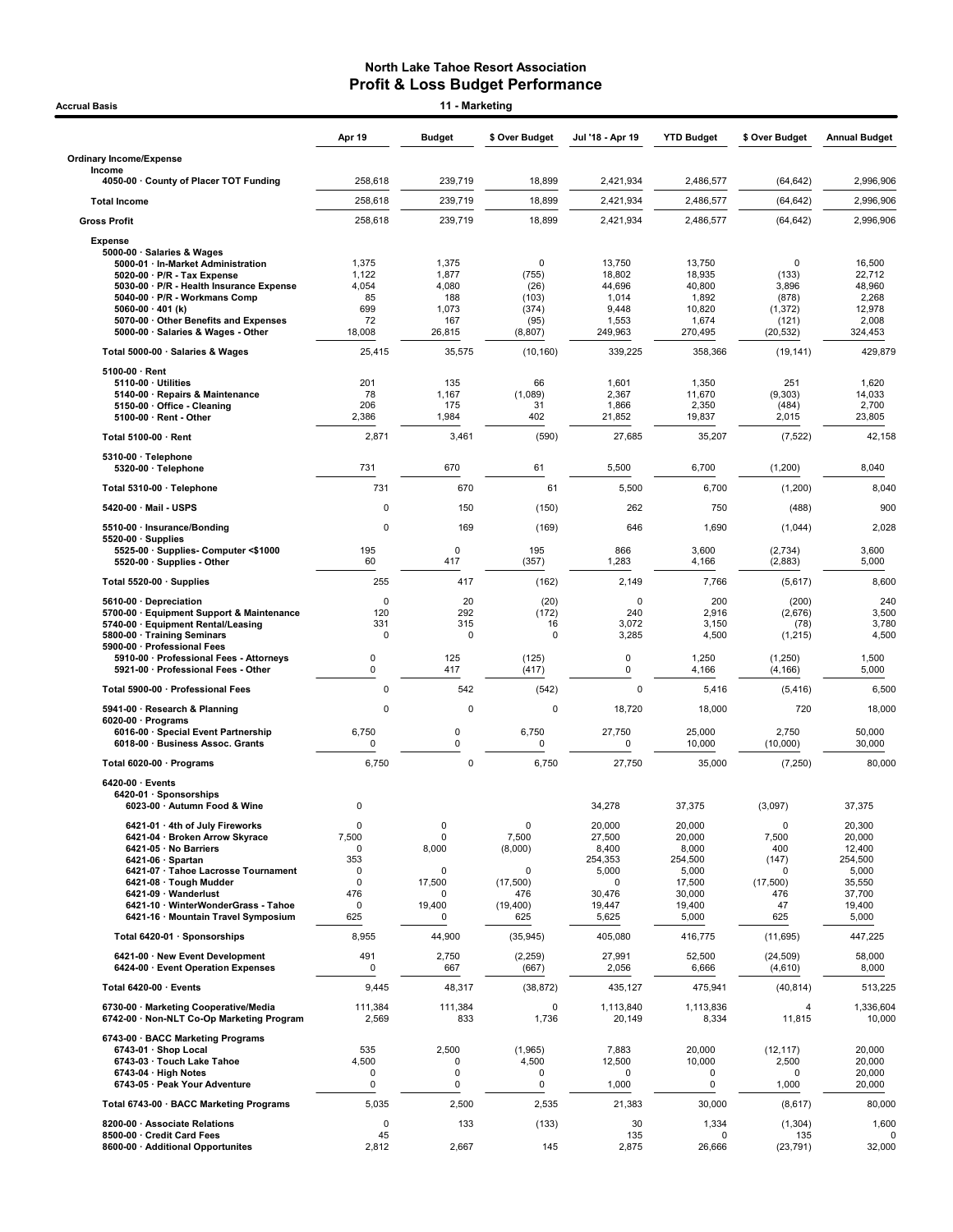# North Lake Tahoe Resort Association
## Profit & Loss Budget Performance

Accrual Basis — 11 - Marketing

| | Apr 19 | Budget | $ Over Budget | Jul '18 - Apr 19 | YTD Budget | $ Over Budget | Annual Budget |
|---|---|---|---|---|---|---|---|
| **Ordinary Income/Expense** | | | | | | | |
| **Income** | | | | | | | |
| 4050-00 · County of Placer TOT Funding | 258,618 | 239,719 | 18,899 | 2,421,934 | 2,486,577 | (64,642) | 2,996,906 |
| **Total Income** | 258,618 | 239,719 | 18,899 | 2,421,934 | 2,486,577 | (64,642) | 2,996,906 |
| **Gross Profit** | 258,618 | 239,719 | 18,899 | 2,421,934 | 2,486,577 | (64,642) | 2,996,906 |
| **Expense** | | | | | | | |
| 5000-00 · Salaries & Wages | | | | | | | |
| 5000-01 · In-Market Administration | 1,375 | 1,375 | 0 | 13,750 | 13,750 | 0 | 16,500 |
| 5020-00 · P/R - Tax Expense | 1,122 | 1,877 | (755) | 18,802 | 18,935 | (133) | 22,712 |
| 5030-00 · P/R - Health Insurance Expense | 4,054 | 4,080 | (26) | 44,696 | 40,800 | 3,896 | 48,960 |
| 5040-00 · P/R - Workmans Comp | 85 | 188 | (103) | 1,014 | 1,892 | (878) | 2,268 |
| 5060-00 · 401 (k) | 699 | 1,073 | (374) | 9,448 | 10,820 | (1,372) | 12,978 |
| 5070-00 · Other Benefits and Expenses | 72 | 167 | (95) | 1,553 | 1,674 | (121) | 2,008 |
| 5000-00 · Salaries & Wages - Other | 18,008 | 26,815 | (8,807) | 249,963 | 270,495 | (20,532) | 324,453 |
| **Total 5000-00 · Salaries & Wages** | 25,415 | 35,575 | (10,160) | 339,225 | 358,366 | (19,141) | 429,879 |
| 5100-00 · Rent | | | | | | | |
| 5110-00 · Utilities | 201 | 135 | 66 | 1,601 | 1,350 | 251 | 1,620 |
| 5140-00 · Repairs & Maintenance | 78 | 1,167 | (1,089) | 2,367 | 11,670 | (9,303) | 14,033 |
| 5150-00 · Office - Cleaning | 206 | 175 | 31 | 1,866 | 2,350 | (484) | 2,700 |
| 5100-00 · Rent - Other | 2,386 | 1,984 | 402 | 21,852 | 19,837 | 2,015 | 23,805 |
| **Total 5100-00 · Rent** | 2,871 | 3,461 | (590) | 27,685 | 35,207 | (7,522) | 42,158 |
| 5310-00 · Telephone | | | | | | | |
| 5320-00 · Telephone | 731 | 670 | 61 | 5,500 | 6,700 | (1,200) | 8,040 |
| **Total 5310-00 · Telephone** | 731 | 670 | 61 | 5,500 | 6,700 | (1,200) | 8,040 |
| 5420-00 · Mail - USPS | 0 | 150 | (150) | 262 | 750 | (488) | 900 |
| 5510-00 · Insurance/Bonding | 0 | 169 | (169) | 646 | 1,690 | (1,044) | 2,028 |
| 5520-00 · Supplies | | | | | | | |
| 5525-00 · Supplies- Computer <$1000 | 195 | 0 | 195 | 866 | 3,600 | (2,734) | 3,600 |
| 5520-00 · Supplies - Other | 60 | 417 | (357) | 1,283 | 4,166 | (2,883) | 5,000 |
| **Total 5520-00 · Supplies** | 255 | 417 | (162) | 2,149 | 7,766 | (5,617) | 8,600 |
| 5610-00 · Depreciation | 0 | 20 | (20) | 0 | 200 | (200) | 240 |
| 5700-00 · Equipment Support & Maintenance | 120 | 292 | (172) | 240 | 2,916 | (2,676) | 3,500 |
| 5740-00 · Equipment Rental/Leasing | 331 | 315 | 16 | 3,072 | 3,150 | (78) | 3,780 |
| 5800-00 · Training Seminars | 0 | 0 | 0 | 3,285 | 4,500 | (1,215) | 4,500 |
| 5900-00 · Professional Fees | | | | | | | |
| 5910-00 · Professional Fees - Attorneys | 0 | 125 | (125) | 0 | 1,250 | (1,250) | 1,500 |
| 5921-00 · Professional Fees - Other | 0 | 417 | (417) | 0 | 4,166 | (4,166) | 5,000 |
| **Total 5900-00 · Professional Fees** | 0 | 542 | (542) | 0 | 5,416 | (5,416) | 6,500 |
| 5941-00 · Research & Planning | 0 | 0 | 0 | 18,720 | 18,000 | 720 | 18,000 |
| 6020-00 · Programs | | | | | | | |
| 6016-00 · Special Event Partnership | 6,750 | 0 | 6,750 | 27,750 | 25,000 | 2,750 | 50,000 |
| 6018-00 · Business Assoc. Grants | 0 | 0 | 0 | 0 | 10,000 | (10,000) | 30,000 |
| **Total 6020-00 · Programs** | 6,750 | 0 | 6,750 | 27,750 | 35,000 | (7,250) | 80,000 |
| 6420-00 · Events | | | | | | | |
| 6420-01 · Sponsorships | | | | | | | |
| 6023-00 · Autumn Food & Wine | 0 | | | 34,278 | 37,375 | (3,097) | 37,375 |
| 6421-01 · 4th of July Fireworks | 0 | 0 | 0 | 20,000 | 20,000 | 0 | 20,300 |
| 6421-04 · Broken Arrow Skyrace | 7,500 | 0 | 7,500 | 27,500 | 20,000 | 7,500 | 20,000 |
| 6421-05 · No Barriers | 0 | 8,000 | (8,000) | 8,400 | 8,000 | 400 | 12,400 |
| 6421-06 · Spartan | 353 | | | 254,353 | 254,500 | (147) | 254,500 |
| 6421-07 · Tahoe Lacrosse Tournament | 0 | 0 | 0 | 5,000 | 5,000 | 0 | 5,000 |
| 6421-08 · Tough Mudder | 0 | 17,500 | (17,500) | 0 | 17,500 | (17,500) | 35,550 |
| 6421-09 · Wanderlust | 476 | 0 | 476 | 30,476 | 30,000 | 476 | 37,700 |
| 6421-10 · WinterWonderGrass - Tahoe | 0 | 19,400 | (19,400) | 19,447 | 19,400 | 47 | 19,400 |
| 6421-16 · Mountain Travel Symposium | 625 | 0 | 625 | 5,625 | 5,000 | 625 | 5,000 |
| **Total 6420-01 · Sponsorships** | 8,955 | 44,900 | (35,945) | 405,080 | 416,775 | (11,695) | 447,225 |
| 6421-00 · New Event Development | 491 | 2,750 | (2,259) | 27,991 | 52,500 | (24,509) | 58,000 |
| 6424-00 · Event Operation Expenses | 0 | 667 | (667) | 2,056 | 6,666 | (4,610) | 8,000 |
| **Total 6420-00 · Events** | 9,445 | 48,317 | (38,872) | 435,127 | 475,941 | (40,814) | 513,225 |
| 6730-00 · Marketing Cooperative/Media | 111,384 | 111,384 | 0 | 1,113,840 | 1,113,836 | 4 | 1,336,604 |
| 6742-00 · Non-NLT Co-Op Marketing Program | 2,569 | 833 | 1,736 | 20,149 | 8,334 | 11,815 | 10,000 |
| 6743-00 · BACC Marketing Programs | | | | | | | |
| 6743-01 · Shop Local | 535 | 2,500 | (1,965) | 7,883 | 20,000 | (12,117) | 20,000 |
| 6743-03 · Touch Lake Tahoe | 4,500 | 0 | 4,500 | 12,500 | 10,000 | 2,500 | 20,000 |
| 6743-04 · High Notes | 0 | 0 | 0 | 0 | 0 | 0 | 20,000 |
| 6743-05 · Peak Your Adventure | 0 | 0 | 0 | 1,000 | 0 | 1,000 | 20,000 |
| **Total 6743-00 · BACC Marketing Programs** | 5,035 | 2,500 | 2,535 | 21,383 | 30,000 | (8,617) | 80,000 |
| 8200-00 · Associate Relations | 0 | 133 | (133) | 30 | 1,334 | (1,304) | 1,600 |
| 8500-00 · Credit Card Fees | 45 | | | 135 | 0 | 135 | 0 |
| 8600-00 · Additional Opportunites | 2,812 | 2,667 | 145 | 2,875 | 26,666 | (23,791) | 32,000 |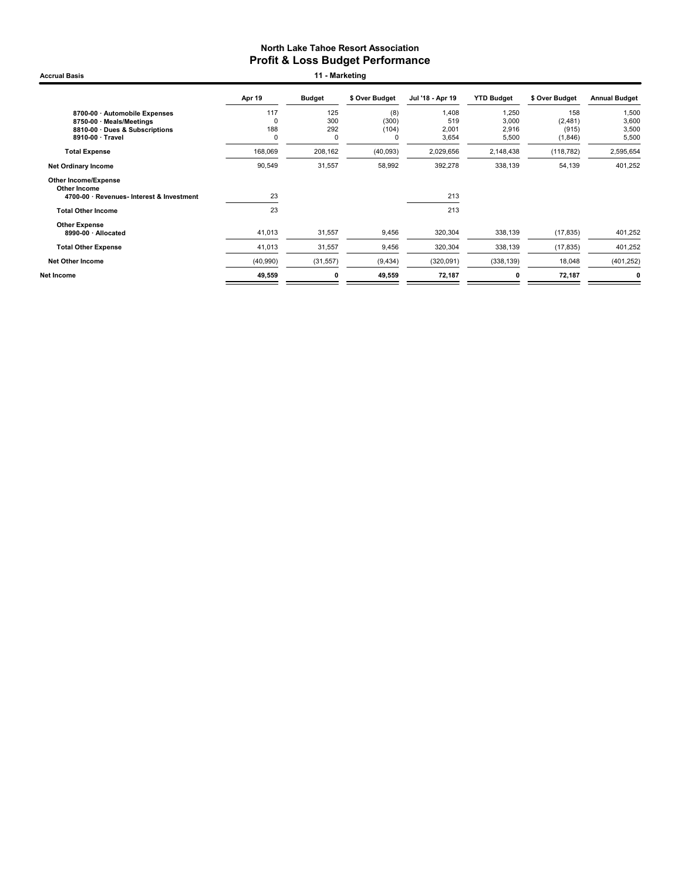# North Lake Tahoe Resort Association
## Profit & Loss Budget Performance

Accrual Basis

11 - Marketing

| | Apr 19 | Budget | $ Over Budget | Jul '18 - Apr 19 | YTD Budget | $ Over Budget | Annual Budget |
|---|---|---|---|---|---|---|---|
| 8700-00 · Automobile Expenses | 117 | 125 | (8) | 1,408 | 1,250 | 158 | 1,500 |
| 8750-00 · Meals/Meetings | 0 | 300 | (300) | 519 | 3,000 | (2,481) | 3,600 |
| 8810-00 · Dues & Subscriptions | 188 | 292 | (104) | 2,001 | 2,916 | (915) | 3,500 |
| 8910-00 · Travel | 0 | 0 | 0 | 3,654 | 5,500 | (1,846) | 5,500 |
| **Total Expense** | 168,069 | 208,162 | (40,093) | 2,029,656 | 2,148,438 | (118,782) | 2,595,654 |
| **Net Ordinary Income** | 90,549 | 31,557 | 58,992 | 392,278 | 338,139 | 54,139 | 401,252 |
| **Other Income/Expense** | | | | | | | |
| **Other Income** | | | | | | | |
| 4700-00 · Revenues- Interest & Investment | 23 | | | 213 | | | |
| **Total Other Income** | 23 | | | 213 | | | |
| **Other Expense** | | | | | | | |
| 8990-00 · Allocated | 41,013 | 31,557 | 9,456 | 320,304 | 338,139 | (17,835) | 401,252 |
| **Total Other Expense** | 41,013 | 31,557 | 9,456 | 320,304 | 338,139 | (17,835) | 401,252 |
| **Net Other Income** | (40,990) | (31,557) | (9,434) | (320,091) | (338,139) | 18,048 | (401,252) |
| **Net Income** | **49,559** | **0** | **49,559** | **72,187** | **0** | **72,187** | **0** |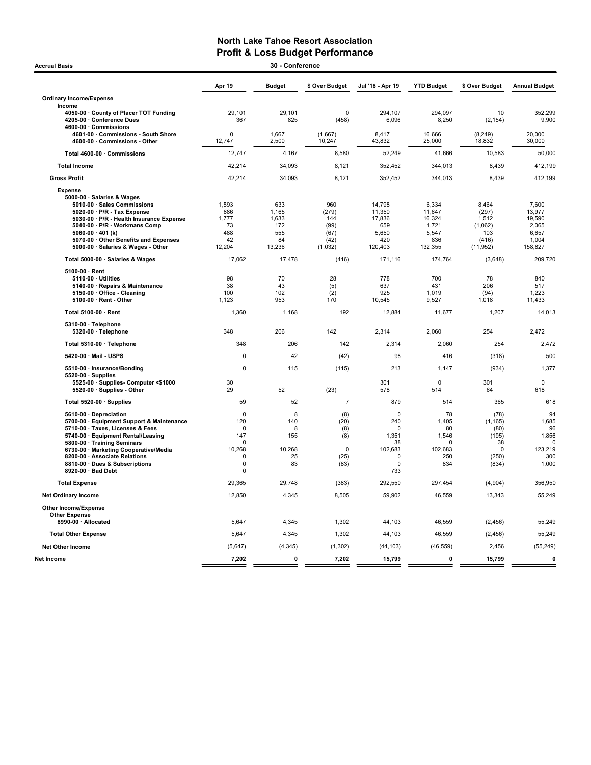# North Lake Tahoe Resort Association
## Profit & Loss Budget Performance

**Accrual Basis** — **30 - Conference**

| | Apr 19 | Budget | $ Over Budget | Jul '18 - Apr 19 | YTD Budget | $ Over Budget | Annual Budget |
|---|---|---|---|---|---|---|---|
| **Ordinary Income/Expense** | | | | | | | |
| **Income** | | | | | | | |
| 4050-00 · County of Placer TOT Funding | 29,101 | 29,101 | 0 | 294,107 | 294,097 | 10 | 352,299 |
| 4205-00 · Conference Dues | 367 | 825 | (458) | 6,096 | 8,250 | (2,154) | 9,900 |
| 4600-00 · Commissions | | | | | | | |
| 4601-00 · Commissions - South Shore | 0 | 1,667 | (1,667) | 8,417 | 16,666 | (8,249) | 20,000 |
| 4600-00 · Commissions - Other | 12,747 | 2,500 | 10,247 | 43,832 | 25,000 | 18,832 | 30,000 |
| **Total 4600-00 · Commissions** | 12,747 | 4,167 | 8,580 | 52,249 | 41,666 | 10,583 | 50,000 |
| **Total Income** | 42,214 | 34,093 | 8,121 | 352,452 | 344,013 | 8,439 | 412,199 |
| **Gross Profit** | 42,214 | 34,093 | 8,121 | 352,452 | 344,013 | 8,439 | 412,199 |
| **Expense** | | | | | | | |
| 5000-00 · Salaries & Wages | | | | | | | |
| 5010-00 · Sales Commissions | 1,593 | 633 | 960 | 14,798 | 6,334 | 8,464 | 7,600 |
| 5020-00 · P/R - Tax Expense | 886 | 1,165 | (279) | 11,350 | 11,647 | (297) | 13,977 |
| 5030-00 · P/R - Health Insurance Expense | 1,777 | 1,633 | 144 | 17,836 | 16,324 | 1,512 | 19,590 |
| 5040-00 · P/R - Workmans Comp | 73 | 172 | (99) | 659 | 1,721 | (1,062) | 2,065 |
| 5060-00 · 401 (k) | 488 | 555 | (67) | 5,650 | 5,547 | 103 | 6,657 |
| 5070-00 · Other Benefits and Expenses | 42 | 84 | (42) | 420 | 836 | (416) | 1,004 |
| 5000-00 · Salaries & Wages - Other | 12,204 | 13,236 | (1,032) | 120,403 | 132,355 | (11,952) | 158,827 |
| **Total 5000-00 · Salaries & Wages** | 17,062 | 17,478 | (416) | 171,116 | 174,764 | (3,648) | 209,720 |
| 5100-00 · Rent | | | | | | | |
| 5110-00 · Utilities | 98 | 70 | 28 | 778 | 700 | 78 | 840 |
| 5140-00 · Repairs & Maintenance | 38 | 43 | (5) | 637 | 431 | 206 | 517 |
| 5150-00 · Office - Cleaning | 100 | 102 | (2) | 925 | 1,019 | (94) | 1,223 |
| 5100-00 · Rent - Other | 1,123 | 953 | 170 | 10,545 | 9,527 | 1,018 | 11,433 |
| **Total 5100-00 · Rent** | 1,360 | 1,168 | 192 | 12,884 | 11,677 | 1,207 | 14,013 |
| 5310-00 · Telephone | | | | | | | |
| 5320-00 · Telephone | 348 | 206 | 142 | 2,314 | 2,060 | 254 | 2,472 |
| **Total 5310-00 · Telephone** | 348 | 206 | 142 | 2,314 | 2,060 | 254 | 2,472 |
| 5420-00 · Mail - USPS | 0 | 42 | (42) | 98 | 416 | (318) | 500 |
| 5510-00 · Insurance/Bonding | 0 | 115 | (115) | 213 | 1,147 | (934) | 1,377 |
| 5520-00 · Supplies | | | | | | | |
| 5525-00 · Supplies- Computer <$1000 | 30 | | | 301 | 0 | 301 | 0 |
| 5520-00 · Supplies - Other | 29 | 52 | (23) | 578 | 514 | 64 | 618 |
| **Total 5520-00 · Supplies** | 59 | 52 | 7 | 879 | 514 | 365 | 618 |
| 5610-00 · Depreciation | 0 | 8 | (8) | 0 | 78 | (78) | 94 |
| 5700-00 · Equipment Support & Maintenance | 120 | 140 | (20) | 240 | 1,405 | (1,165) | 1,685 |
| 5710-00 · Taxes, Licenses & Fees | 0 | 8 | (8) | 0 | 80 | (80) | 96 |
| 5740-00 · Equipment Rental/Leasing | 147 | 155 | (8) | 1,351 | 1,546 | (195) | 1,856 |
| 5800-00 · Training Seminars | 0 | | | 38 | 0 | 38 | 0 |
| 6730-00 · Marketing Cooperative/Media | 10,268 | 10,268 | 0 | 102,683 | 102,683 | 0 | 123,219 |
| 8200-00 · Associate Relations | 0 | 25 | (25) | 0 | 250 | (250) | 300 |
| 8810-00 · Dues & Subscriptions | 0 | 83 | (83) | 0 | 834 | (834) | 1,000 |
| 8920-00 · Bad Debt | 0 | | | 733 | | | |
| **Total Expense** | 29,365 | 29,748 | (383) | 292,550 | 297,454 | (4,904) | 356,950 |
| **Net Ordinary Income** | 12,850 | 4,345 | 8,505 | 59,902 | 46,559 | 13,343 | 55,249 |
| **Other Income/Expense** | | | | | | | |
| **Other Expense** | | | | | | | |
| 8990-00 · Allocated | 5,647 | 4,345 | 1,302 | 44,103 | 46,559 | (2,456) | 55,249 |
| **Total Other Expense** | 5,647 | 4,345 | 1,302 | 44,103 | 46,559 | (2,456) | 55,249 |
| **Net Other Income** | (5,647) | (4,345) | (1,302) | (44,103) | (46,559) | 2,456 | (55,249) |
| **Net Income** | **7,202** | **0** | **7,202** | **15,799** | **0** | **15,799** | **0** |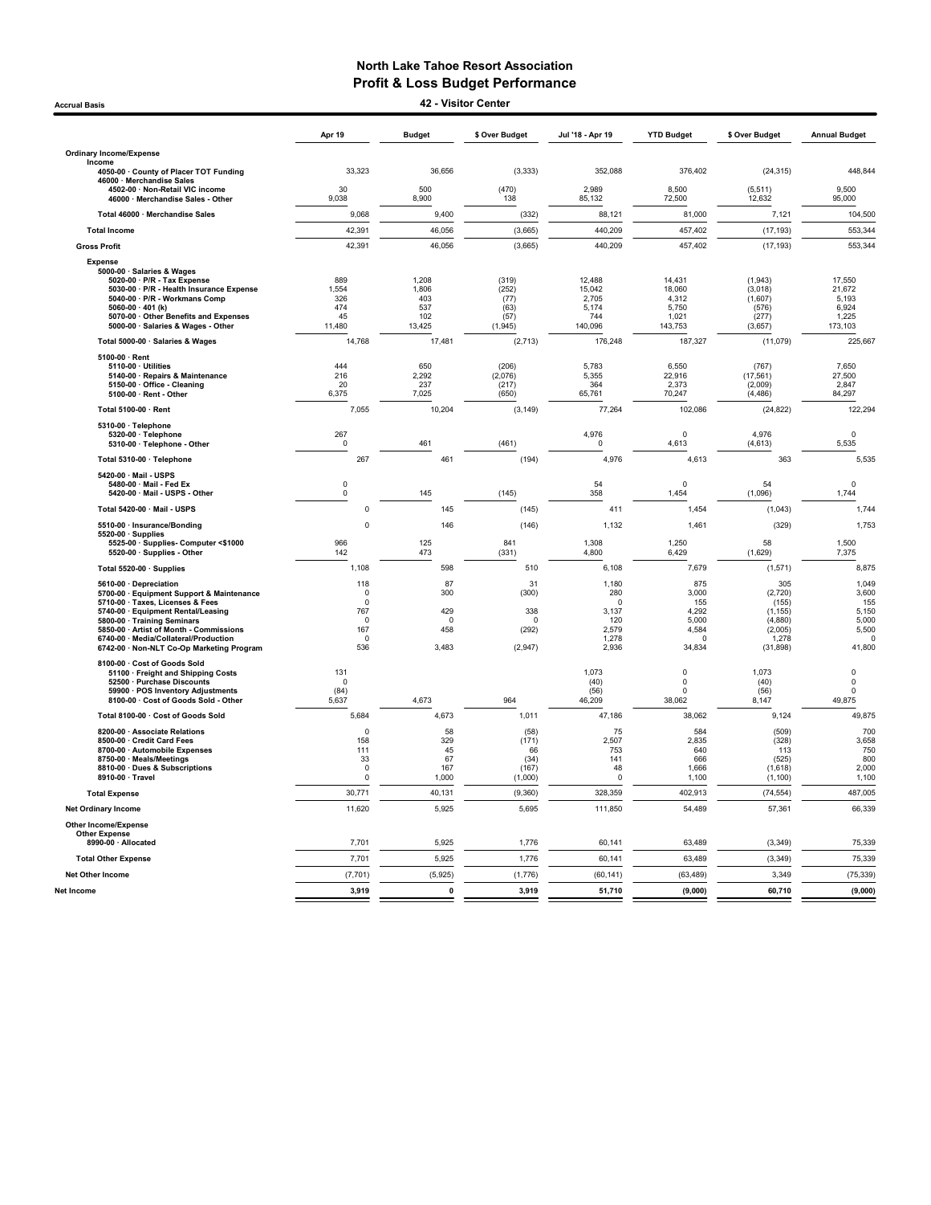# North Lake Tahoe Resort Association
## Profit & Loss Budget Performance
### 42 - Visitor Center

Accrual Basis

| | Apr 19 | Budget | $ Over Budget | Jul '18 - Apr 19 | YTD Budget | $ Over Budget | Annual Budget |
|---|---|---|---|---|---|---|---|
| **Ordinary Income/Expense** | | | | | | | |
| **Income** | | | | | | | |
| 4050-00 · County of Placer TOT Funding | 33,323 | 36,656 | (3,333) | 352,088 | 376,402 | (24,315) | 448,844 |
| 46000 · Merchandise Sales | | | | | | | |
| 4502-00 · Non-Retail VIC income | 30 | 500 | (470) | 2,989 | 8,500 | (5,511) | 9,500 |
| 46000 · Merchandise Sales - Other | 9,038 | 8,900 | 138 | 85,132 | 72,500 | 12,632 | 95,000 |
| Total 46000 · Merchandise Sales | 9,068 | 9,400 | (332) | 88,121 | 81,000 | 7,121 | 104,500 |
| **Total Income** | 42,391 | 46,056 | (3,665) | 440,209 | 457,402 | (17,193) | 553,344 |
| **Gross Profit** | 42,391 | 46,056 | (3,665) | 440,209 | 457,402 | (17,193) | 553,344 |
| **Expense** | | | | | | | |
| 5000-00 · Salaries & Wages | | | | | | | |
| 5020-00 · P/R - Tax Expense | 889 | 1,208 | (319) | 12,488 | 14,431 | (1,943) | 17,550 |
| 5030-00 · P/R - Health Insurance Expense | 1,554 | 1,806 | (252) | 15,042 | 18,060 | (3,018) | 21,672 |
| 5040-00 · P/R - Workmans Comp | 326 | 403 | (77) | 2,705 | 4,312 | (1,607) | 5,193 |
| 5060-00 · 401 (k) | 474 | 537 | (63) | 5,174 | 5,750 | (576) | 6,924 |
| 5070-00 · Other Benefits and Expenses | 45 | 102 | (57) | 744 | 1,021 | (277) | 1,225 |
| 5000-00 · Salaries & Wages - Other | 11,480 | 13,425 | (1,945) | 140,096 | 143,753 | (3,657) | 173,103 |
| Total 5000-00 · Salaries & Wages | 14,768 | 17,481 | (2,713) | 176,248 | 187,327 | (11,079) | 225,667 |
| 5100-00 · Rent | | | | | | | |
| 5110-00 · Utilities | 444 | 650 | (206) | 5,783 | 6,550 | (767) | 7,650 |
| 5140-00 · Repairs & Maintenance | 216 | 2,292 | (2,076) | 5,355 | 22,916 | (17,561) | 27,500 |
| 5150-00 · Office - Cleaning | 20 | 237 | (217) | 364 | 2,373 | (2,009) | 2,847 |
| 5100-00 · Rent - Other | 6,375 | 7,025 | (650) | 65,761 | 70,247 | (4,486) | 84,297 |
| Total 5100-00 · Rent | 7,055 | 10,204 | (3,149) | 77,264 | 102,086 | (24,822) | 122,294 |
| 5310-00 · Telephone | | | | | | | |
| 5320-00 · Telephone | 267 | | | 4,976 | 0 | 4,976 | 0 |
| 5310-00 · Telephone - Other | 0 | 461 | (461) | 0 | 4,613 | (4,613) | 5,535 |
| Total 5310-00 · Telephone | 267 | 461 | (194) | 4,976 | 4,613 | 363 | 5,535 |
| 5420-00 · Mail - USPS | | | | | | | |
| 5480-00 · Mail - Fed Ex | 0 | | | 54 | 0 | 54 | 0 |
| 5420-00 · Mail - USPS - Other | 0 | 145 | (145) | 358 | 1,454 | (1,096) | 1,744 |
| Total 5420-00 · Mail - USPS | 0 | 145 | (145) | 411 | 1,454 | (1,043) | 1,744 |
| 5510-00 · Insurance/Bonding | 0 | 146 | (146) | 1,132 | 1,461 | (329) | 1,753 |
| 5520-00 · Supplies | | | | | | | |
| 5525-00 · Supplies- Computer <$1000 | 966 | 125 | 841 | 1,308 | 1,250 | 58 | 1,500 |
| 5520-00 · Supplies - Other | 142 | 473 | (331) | 4,800 | 6,429 | (1,629) | 7,375 |
| Total 5520-00 · Supplies | 1,108 | 598 | 510 | 6,108 | 7,679 | (1,571) | 8,875 |
| 5610-00 · Depreciation | 118 | 87 | 31 | 1,180 | 875 | 305 | 1,049 |
| 5700-00 · Equipment Support & Maintenance | 0 | 300 | (300) | 280 | 3,000 | (2,720) | 3,600 |
| 5710-00 · Taxes, Licenses & Fees | 0 | | | 0 | 155 | (155) | 155 |
| 5740-00 · Equipment Rental/Leasing | 767 | 429 | 338 | 3,137 | 4,292 | (1,155) | 5,150 |
| 5800-00 · Training Seminars | 0 | 0 | 0 | 120 | 5,000 | (4,880) | 5,000 |
| 5850-00 · Artist of Month - Commissions | 167 | 458 | (292) | 2,579 | 4,584 | (2,005) | 5,500 |
| 6740-00 · Media/Collateral/Production | 0 | | | 1,278 | 0 | 1,278 | 0 |
| 6742-00 · Non-NLT Co-Op Marketing Program | 536 | 3,483 | (2,947) | 2,936 | 34,834 | (31,898) | 41,800 |
| 8100-00 · Cost of Goods Sold | | | | | | | |
| 51100 · Freight and Shipping Costs | 131 | | | 1,073 | 0 | 1,073 | 0 |
| 52500 · Purchase Discounts | 0 | | | (40) | 0 | (40) | 0 |
| 59900 · POS Inventory Adjustments | (84) | | | (56) | 0 | (56) | 0 |
| 8100-00 · Cost of Goods Sold - Other | 5,637 | 4,673 | 964 | 46,209 | 38,062 | 8,147 | 49,875 |
| Total 8100-00 · Cost of Goods Sold | 5,684 | 4,673 | 1,011 | 47,186 | 38,062 | 9,124 | 49,875 |
| 8200-00 · Associate Relations | 0 | 58 | (58) | 75 | 584 | (509) | 700 |
| 8500-00 · Credit Card Fees | 158 | 329 | (171) | 2,507 | 2,835 | (328) | 3,658 |
| 8700-00 · Automobile Expenses | 111 | 45 | 66 | 753 | 640 | 113 | 750 |
| 8750-00 · Meals/Meetings | 33 | 67 | (34) | 141 | 666 | (525) | 800 |
| 8810-00 · Dues & Subscriptions | 0 | 167 | (167) | 48 | 1,666 | (1,618) | 2,000 |
| 8910-00 · Travel | 0 | 1,000 | (1,000) | 0 | 1,100 | (1,100) | 1,100 |
| **Total Expense** | 30,771 | 40,131 | (9,360) | 328,359 | 402,913 | (74,554) | 487,005 |
| **Net Ordinary Income** | 11,620 | 5,925 | 5,695 | 111,850 | 54,489 | 57,361 | 66,339 |
| **Other Income/Expense** | | | | | | | |
| **Other Expense** | | | | | | | |
| 8990-00 · Allocated | 7,701 | 5,925 | 1,776 | 60,141 | 63,489 | (3,349) | 75,339 |
| **Total Other Expense** | 7,701 | 5,925 | 1,776 | 60,141 | 63,489 | (3,349) | 75,339 |
| **Net Other Income** | (7,701) | (5,925) | (1,776) | (60,141) | (63,489) | 3,349 | (75,339) |
| **Net Income** | **3,919** | **0** | **3,919** | **51,710** | **(9,000)** | **60,710** | **(9,000)** |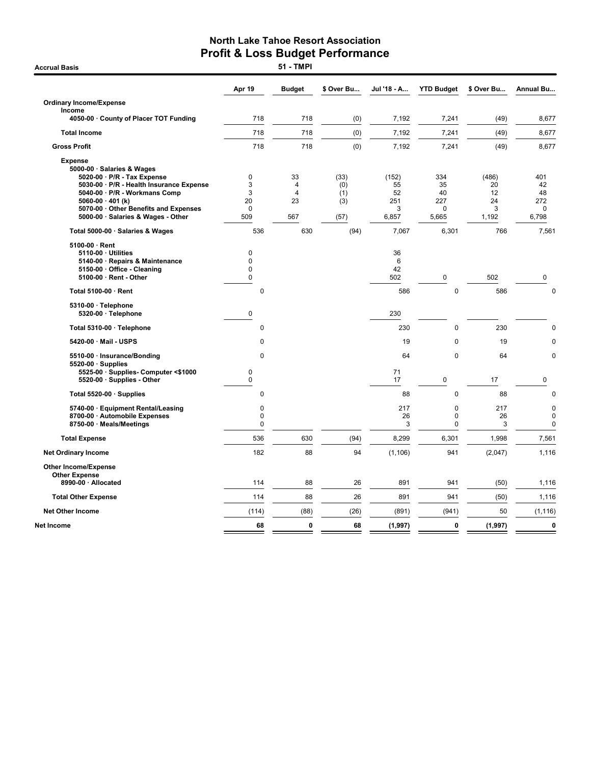# North Lake Tahoe Resort Association
## Profit & Loss Budget Performance

**Accrual Basis** — **51 - TMPI**

| | Apr 19 | Budget | $ Over Bu... | Jul '18 - A... | YTD Budget | $ Over Bu... | Annual Bu... |
|---|---|---|---|---|---|---|---|
| **Ordinary Income/Expense** | | | | | | | |
| **Income** | | | | | | | |
| **4050-00 · County of Placer TOT Funding** | 718 | 718 | (0) | 7,192 | 7,241 | (49) | 8,677 |
| **Total Income** | 718 | 718 | (0) | 7,192 | 7,241 | (49) | 8,677 |
| **Gross Profit** | 718 | 718 | (0) | 7,192 | 7,241 | (49) | 8,677 |
| **Expense** | | | | | | | |
| **5000-00 · Salaries & Wages** | | | | | | | |
| **5020-00 · P/R - Tax Expense** | 0 | 33 | (33) | (152) | 334 | (486) | 401 |
| **5030-00 · P/R - Health Insurance Expense** | 3 | 4 | (0) | 55 | 35 | 20 | 42 |
| **5040-00 · P/R - Workmans Comp** | 3 | 4 | (1) | 52 | 40 | 12 | 48 |
| **5060-00 · 401 (k)** | 20 | 23 | (3) | 251 | 227 | 24 | 272 |
| **5070-00 · Other Benefits and Expenses** | 0 | | | 3 | 0 | 3 | 0 |
| **5000-00 · Salaries & Wages - Other** | 509 | 567 | (57) | 6,857 | 5,665 | 1,192 | 6,798 |
| **Total 5000-00 · Salaries & Wages** | 536 | 630 | (94) | 7,067 | 6,301 | 766 | 7,561 |
| **5100-00 · Rent** | | | | | | | |
| **5110-00 · Utilities** | 0 | | | 36 | | | |
| **5140-00 · Repairs & Maintenance** | 0 | | | 6 | | | |
| **5150-00 · Office - Cleaning** | 0 | | | 42 | | | |
| **5100-00 · Rent - Other** | 0 | | | 502 | 0 | 502 | 0 |
| **Total 5100-00 · Rent** | 0 | | | 586 | 0 | 586 | 0 |
| **5310-00 · Telephone** | | | | | | | |
| **5320-00 · Telephone** | 0 | | | 230 | | | |
| **Total 5310-00 · Telephone** | 0 | | | 230 | 0 | 230 | 0 |
| **5420-00 · Mail - USPS** | 0 | | | 19 | 0 | 19 | 0 |
| **5510-00 · Insurance/Bonding** | 0 | | | 64 | 0 | 64 | 0 |
| **5520-00 · Supplies** | | | | | | | |
| **5525-00 · Supplies- Computer <$1000** | 0 | | | 71 | | | |
| **5520-00 · Supplies - Other** | 0 | | | 17 | 0 | 17 | 0 |
| **Total 5520-00 · Supplies** | 0 | | | 88 | 0 | 88 | 0 |
| **5740-00 · Equipment Rental/Leasing** | 0 | | | 217 | 0 | 217 | 0 |
| **8700-00 · Automobile Expenses** | 0 | | | 26 | 0 | 26 | 0 |
| **8750-00 · Meals/Meetings** | 0 | | | 3 | 0 | 3 | 0 |
| **Total Expense** | 536 | 630 | (94) | 8,299 | 6,301 | 1,998 | 7,561 |
| **Net Ordinary Income** | 182 | 88 | 94 | (1,106) | 941 | (2,047) | 1,116 |
| **Other Income/Expense** | | | | | | | |
| **Other Expense** | | | | | | | |
| **8990-00 · Allocated** | 114 | 88 | 26 | 891 | 941 | (50) | 1,116 |
| **Total Other Expense** | 114 | 88 | 26 | 891 | 941 | (50) | 1,116 |
| **Net Other Income** | (114) | (88) | (26) | (891) | (941) | 50 | (1,116) |
| **Net Income** | **68** | **0** | **68** | **(1,997)** | **0** | **(1,997)** | **0** |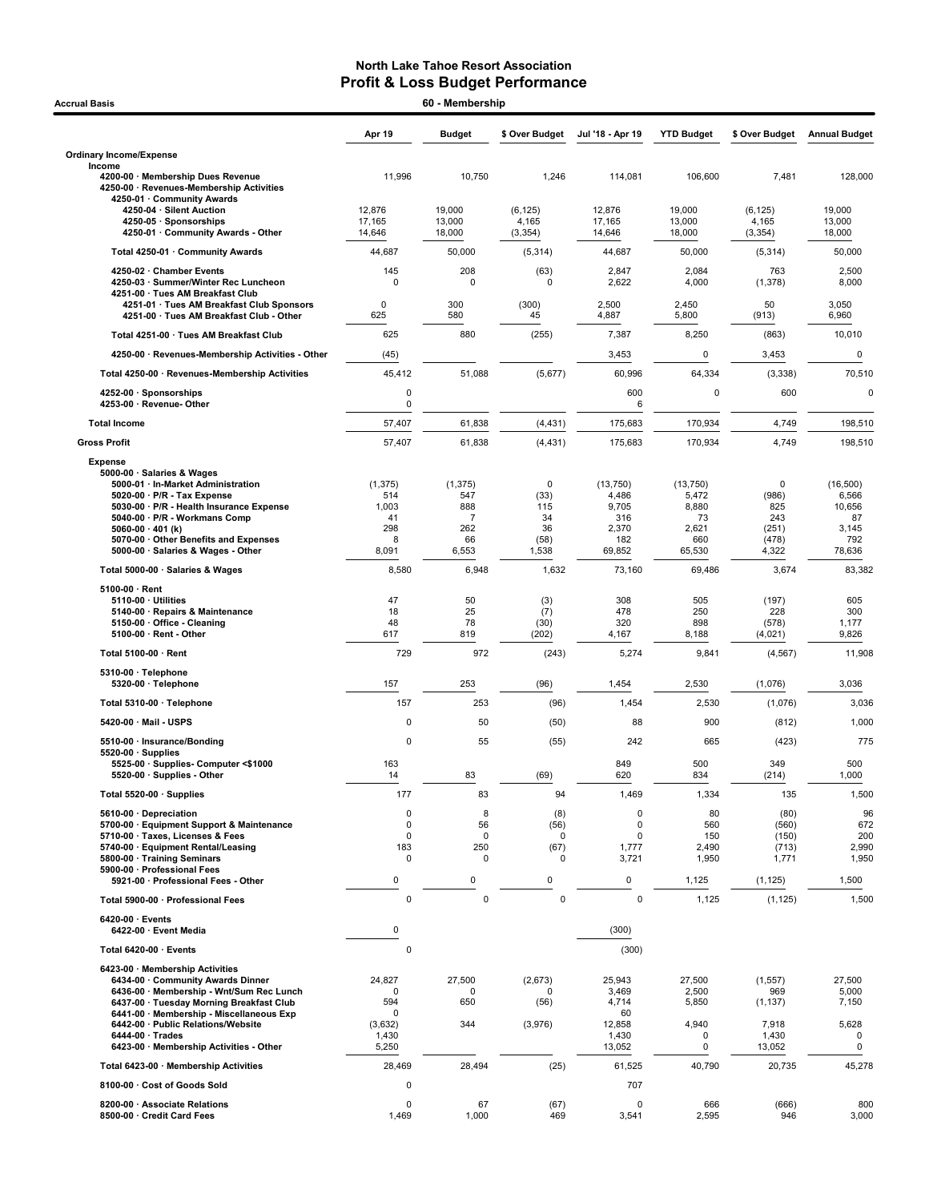# North Lake Tahoe Resort Association
## Profit & Loss Budget Performance

**Accrual Basis** — **60 - Membership**

| | Apr 19 | Budget | $ Over Budget | Jul '18 - Apr 19 | YTD Budget | $ Over Budget | Annual Budget |
|---|---|---|---|---|---|---|---|
| **Ordinary Income/Expense** | | | | | | | |
| **Income** | | | | | | | |
| 4200-00 · Membership Dues Revenue | 11,996 | 10,750 | 1,246 | 114,081 | 106,600 | 7,481 | 128,000 |
| 4250-00 · Revenues-Membership Activities | | | | | | | |
| 4250-01 · Community Awards | | | | | | | |
| 4250-04 · Silent Auction | 12,876 | 19,000 | (6,125) | 12,876 | 19,000 | (6,125) | 19,000 |
| 4250-05 · Sponsorships | 17,165 | 13,000 | 4,165 | 17,165 | 13,000 | 4,165 | 13,000 |
| 4250-01 · Community Awards - Other | 14,646 | 18,000 | (3,354) | 14,646 | 18,000 | (3,354) | 18,000 |
| Total 4250-01 · Community Awards | 44,687 | 50,000 | (5,314) | 44,687 | 50,000 | (5,314) | 50,000 |
| 4250-02 · Chamber Events | 145 | 208 | (63) | 2,847 | 2,084 | 763 | 2,500 |
| 4250-03 · Summer/Winter Rec Luncheon | 0 | 0 | 0 | 2,622 | 4,000 | (1,378) | 8,000 |
| 4251-00 · Tues AM Breakfast Club | | | | | | | |
| 4251-01 · Tues AM Breakfast Club Sponsors | 0 | 300 | (300) | 2,500 | 2,450 | 50 | 3,050 |
| 4251-00 · Tues AM Breakfast Club - Other | 625 | 580 | 45 | 4,887 | 5,800 | (913) | 6,960 |
| Total 4251-00 · Tues AM Breakfast Club | 625 | 880 | (255) | 7,387 | 8,250 | (863) | 10,010 |
| 4250-00 · Revenues-Membership Activities - Other | (45) | | | 3,453 | 0 | 3,453 | 0 |
| Total 4250-00 · Revenues-Membership Activities | 45,412 | 51,088 | (5,677) | 60,996 | 64,334 | (3,338) | 70,510 |
| 4252-00 · Sponsorships | 0 | | | 600 | 0 | 600 | 0 |
| 4253-00 · Revenue- Other | 0 | | | 6 | | | |
| **Total Income** | 57,407 | 61,838 | (4,431) | 175,683 | 170,934 | 4,749 | 198,510 |
| **Gross Profit** | 57,407 | 61,838 | (4,431) | 175,683 | 170,934 | 4,749 | 198,510 |
| **Expense** | | | | | | | |
| 5000-00 · Salaries & Wages | | | | | | | |
| 5000-01 · In-Market Administration | (1,375) | (1,375) | 0 | (13,750) | (13,750) | 0 | (16,500) |
| 5020-00 · P/R - Tax Expense | 514 | 547 | (33) | 4,486 | 5,472 | (986) | 6,566 |
| 5030-00 · P/R - Health Insurance Expense | 1,003 | 888 | 115 | 9,705 | 8,880 | 825 | 10,656 |
| 5040-00 · P/R - Workmans Comp | 41 | 7 | 34 | 316 | 73 | 243 | 87 |
| 5060-00 · 401 (k) | 298 | 262 | 36 | 2,370 | 2,621 | (251) | 3,145 |
| 5070-00 · Other Benefits and Expenses | 8 | 66 | (58) | 182 | 660 | (478) | 792 |
| 5000-00 · Salaries & Wages - Other | 8,091 | 6,553 | 1,538 | 69,852 | 65,530 | 4,322 | 78,636 |
| Total 5000-00 · Salaries & Wages | 8,580 | 6,948 | 1,632 | 73,160 | 69,486 | 3,674 | 83,382 |
| 5100-00 · Rent | | | | | | | |
| 5110-00 · Utilities | 47 | 50 | (3) | 308 | 505 | (197) | 605 |
| 5140-00 · Repairs & Maintenance | 18 | 25 | (7) | 478 | 250 | 228 | 300 |
| 5150-00 · Office - Cleaning | 48 | 78 | (30) | 320 | 898 | (578) | 1,177 |
| 5100-00 · Rent - Other | 617 | 819 | (202) | 4,167 | 8,188 | (4,021) | 9,826 |
| Total 5100-00 · Rent | 729 | 972 | (243) | 5,274 | 9,841 | (4,567) | 11,908 |
| 5310-00 · Telephone | | | | | | | |
| 5320-00 · Telephone | 157 | 253 | (96) | 1,454 | 2,530 | (1,076) | 3,036 |
| Total 5310-00 · Telephone | 157 | 253 | (96) | 1,454 | 2,530 | (1,076) | 3,036 |
| 5420-00 · Mail - USPS | 0 | 50 | (50) | 88 | 900 | (812) | 1,000 |
| 5510-00 · Insurance/Bonding | 0 | 55 | (55) | 242 | 665 | (423) | 775 |
| 5520-00 · Supplies | | | | | | | |
| 5525-00 · Supplies- Computer <$1000 | 163 | | | 849 | 500 | 349 | 500 |
| 5520-00 · Supplies - Other | 14 | 83 | (69) | 620 | 834 | (214) | 1,000 |
| Total 5520-00 · Supplies | 177 | 83 | 94 | 1,469 | 1,334 | 135 | 1,500 |
| 5610-00 · Depreciation | 0 | 8 | (8) | 0 | 80 | (80) | 96 |
| 5700-00 · Equipment Support & Maintenance | 0 | 56 | (56) | 0 | 560 | (560) | 672 |
| 5710-00 · Taxes, Licenses & Fees | 0 | 0 | 0 | 0 | 150 | (150) | 200 |
| 5740-00 · Equipment Rental/Leasing | 183 | 250 | (67) | 1,777 | 2,490 | (713) | 2,990 |
| 5800-00 · Training Seminars | 0 | 0 | 0 | 3,721 | 1,950 | 1,771 | 1,950 |
| 5900-00 · Professional Fees | | | | | | | |
| 5921-00 · Professional Fees - Other | 0 | 0 | 0 | 0 | 1,125 | (1,125) | 1,500 |
| Total 5900-00 · Professional Fees | 0 | 0 | 0 | 0 | 1,125 | (1,125) | 1,500 |
| 6420-00 · Events | | | | | | | |
| 6422-00 · Event Media | 0 | | | (300) | | | |
| Total 6420-00 · Events | 0 | | | (300) | | | |
| 6423-00 · Membership Activities | | | | | | | |
| 6434-00 · Community Awards Dinner | 24,827 | 27,500 | (2,673) | 25,943 | 27,500 | (1,557) | 27,500 |
| 6436-00 · Membership - Wnt/Sum Rec Lunch | 0 | 0 | 0 | 3,469 | 2,500 | 969 | 5,000 |
| 6437-00 · Tuesday Morning Breakfast Club | 594 | 650 | (56) | 4,714 | 5,850 | (1,137) | 7,150 |
| 6441-00 · Membership - Miscellaneous Exp | 0 | | | 60 | | | |
| 6442-00 · Public Relations/Website | (3,632) | 344 | (3,976) | 12,858 | 4,940 | 7,918 | 5,628 |
| 6444-00 · Trades | 1,430 | | | 1,430 | 0 | 1,430 | 0 |
| 6423-00 · Membership Activities - Other | 5,250 | | | 13,052 | 0 | 13,052 | 0 |
| Total 6423-00 · Membership Activities | 28,469 | 28,494 | (25) | 61,525 | 40,790 | 20,735 | 45,278 |
| 8100-00 · Cost of Goods Sold | 0 | | | 707 | | | |
| 8200-00 · Associate Relations | 0 | 67 | (67) | 0 | 666 | (666) | 800 |
| 8500-00 · Credit Card Fees | 1,469 | 1,000 | 469 | 3,541 | 2,595 | 946 | 3,000 |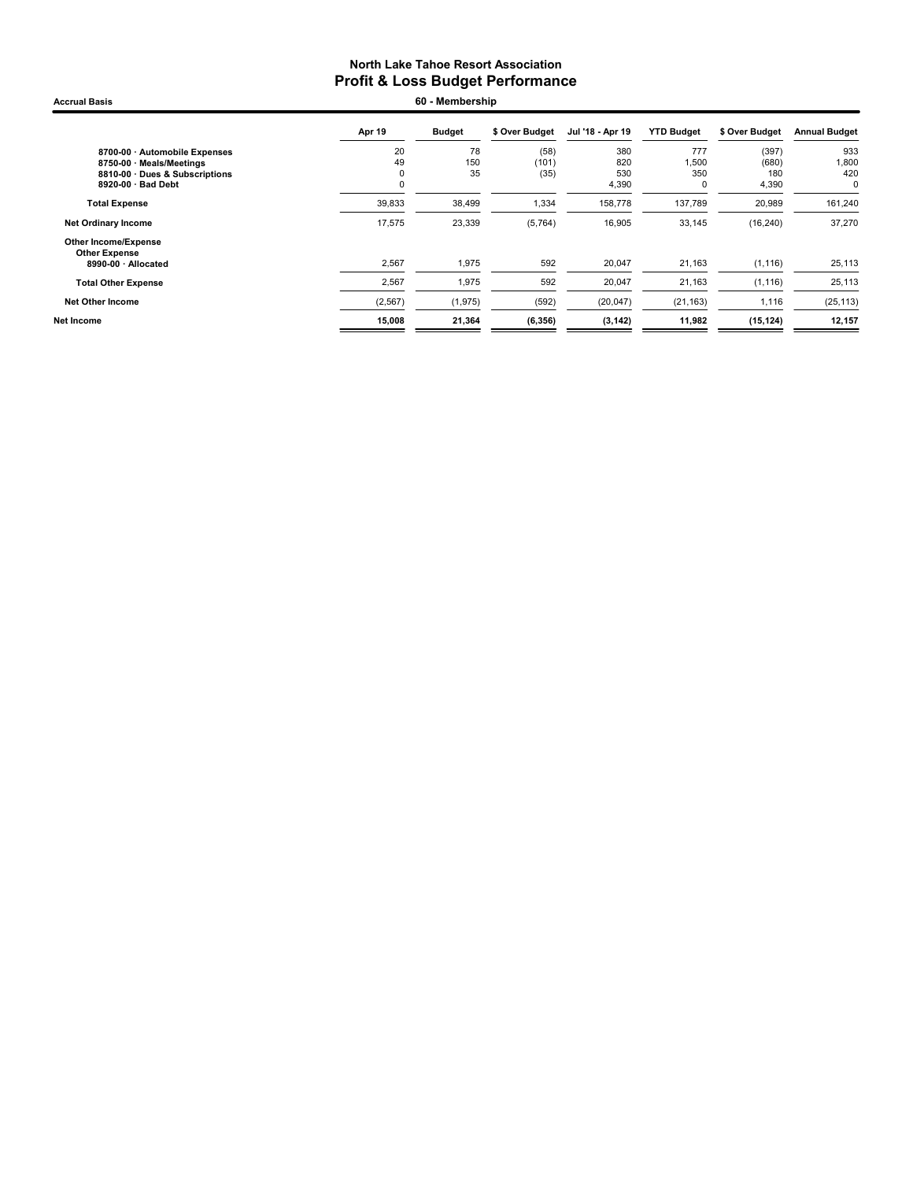## North Lake Tahoe Resort Association
# Profit & Loss Budget Performance

**Accrual Basis** — **60 - Membership**

| | Apr 19 | Budget | $ Over Budget | Jul '18 - Apr 19 | YTD Budget | $ Over Budget | Annual Budget |
|---|---|---|---|---|---|---|---|
| 8700-00 · Automobile Expenses | 20 | 78 | (58) | 380 | 777 | (397) | 933 |
| 8750-00 · Meals/Meetings | 49 | 150 | (101) | 820 | 1,500 | (680) | 1,800 |
| 8810-00 · Dues & Subscriptions | 0 | 35 | (35) | 530 | 350 | 180 | 420 |
| 8920-00 · Bad Debt | 0 | | | 4,390 | 0 | 4,390 | 0 |
| **Total Expense** | 39,833 | 38,499 | 1,334 | 158,778 | 137,789 | 20,989 | 161,240 |
| **Net Ordinary Income** | 17,575 | 23,339 | (5,764) | 16,905 | 33,145 | (16,240) | 37,270 |
| **Other Income/Expense** | | | | | | | |
| **Other Expense** | | | | | | | |
| 8990-00 · Allocated | 2,567 | 1,975 | 592 | 20,047 | 21,163 | (1,116) | 25,113 |
| **Total Other Expense** | 2,567 | 1,975 | 592 | 20,047 | 21,163 | (1,116) | 25,113 |
| **Net Other Income** | (2,567) | (1,975) | (592) | (20,047) | (21,163) | 1,116 | (25,113) |
| **Net Income** | **15,008** | **21,364** | **(6,356)** | **(3,142)** | **11,982** | **(15,124)** | **12,157** |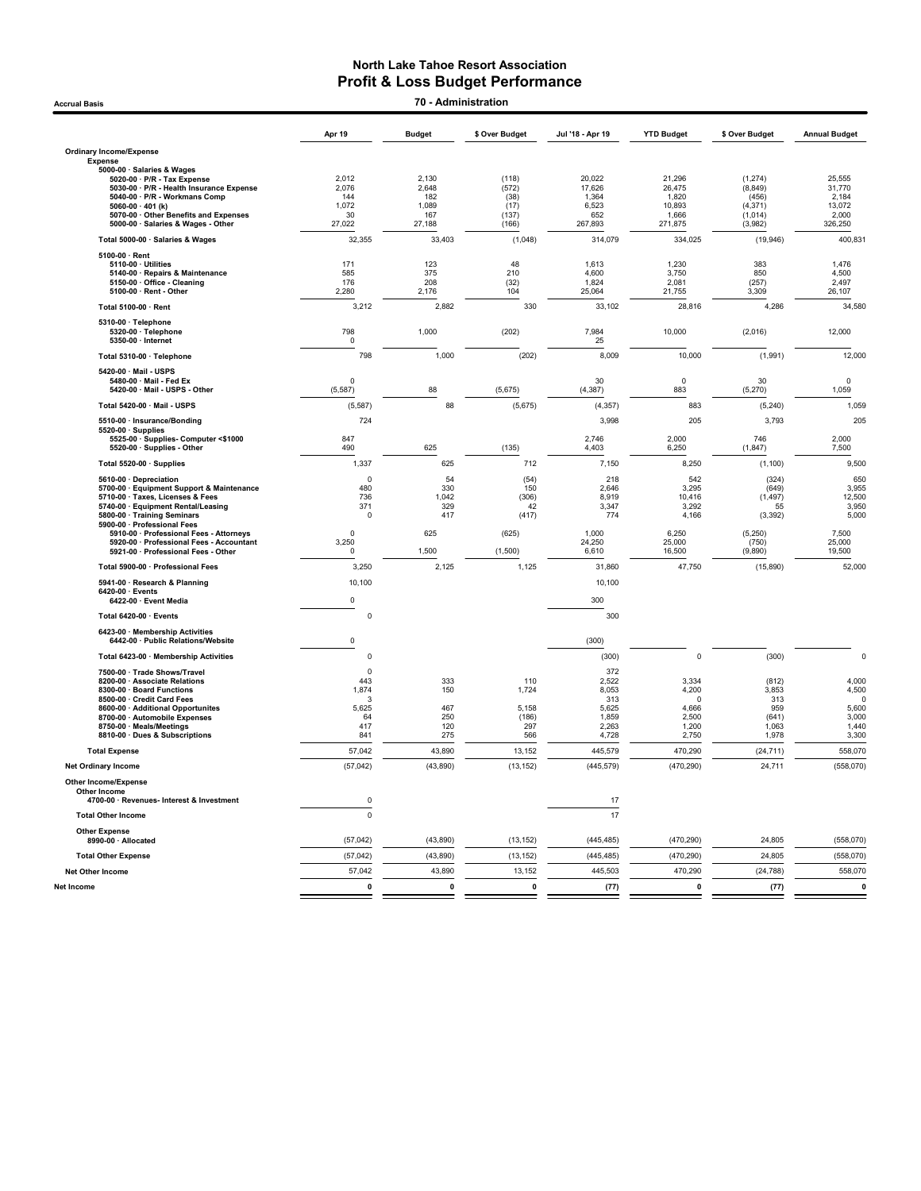# North Lake Tahoe Resort Association
## Profit & Loss Budget Performance

Accrual Basis

### 70 - Administration

| | Apr 19 | Budget | $ Over Budget | Jul '18 - Apr 19 | YTD Budget | $ Over Budget | Annual Budget |
|---|---|---|---|---|---|---|---|
| **Ordinary Income/Expense** | | | | | | | |
| **Expense** | | | | | | | |
| **5000-00 · Salaries & Wages** | | | | | | | |
| 5020-00 · P/R - Tax Expense | 2,012 | 2,130 | (118) | 20,022 | 21,296 | (1,274) | 25,555 |
| 5030-00 · P/R - Health Insurance Expense | 2,076 | 2,648 | (572) | 17,626 | 26,475 | (8,849) | 31,770 |
| 5040-00 · P/R - Workmans Comp | 144 | 182 | (38) | 1,364 | 1,820 | (456) | 2,184 |
| 5060-00 · 401 (k) | 1,072 | 1,089 | (17) | 6,523 | 10,893 | (4,371) | 13,072 |
| 5070-00 · Other Benefits and Expenses | 30 | 167 | (137) | 652 | 1,666 | (1,014) | 2,000 |
| 5000-00 · Salaries & Wages - Other | 27,022 | 27,188 | (166) | 267,893 | 271,875 | (3,982) | 326,250 |
| **Total 5000-00 · Salaries & Wages** | 32,355 | 33,403 | (1,048) | 314,079 | 334,025 | (19,946) | 400,831 |
| **5100-00 · Rent** | | | | | | | |
| 5110-00 · Utilities | 171 | 123 | 48 | 1,613 | 1,230 | 383 | 1,476 |
| 5140-00 · Repairs & Maintenance | 585 | 375 | 210 | 4,600 | 3,750 | 850 | 4,500 |
| 5150-00 · Office - Cleaning | 176 | 208 | (32) | 1,824 | 2,081 | (257) | 2,497 |
| 5100-00 · Rent - Other | 2,280 | 2,176 | 104 | 25,064 | 21,755 | 3,309 | 26,107 |
| **Total 5100-00 · Rent** | 3,212 | 2,882 | 330 | 33,102 | 28,816 | 4,286 | 34,580 |
| **5310-00 · Telephone** | | | | | | | |
| 5320-00 · Telephone | 798 | 1,000 | (202) | 7,984 | 10,000 | (2,016) | 12,000 |
| 5350-00 · Internet | 0 | | | 25 | | | |
| **Total 5310-00 · Telephone** | 798 | 1,000 | (202) | 8,009 | 10,000 | (1,991) | 12,000 |
| **5420-00 · Mail - USPS** | | | | | | | |
| 5480-00 · Mail - Fed Ex | 0 | | | 30 | 0 | 30 | 0 |
| 5420-00 · Mail - USPS - Other | (5,587) | 88 | (5,675) | (4,387) | 883 | (5,270) | 1,059 |
| **Total 5420-00 · Mail - USPS** | (5,587) | 88 | (5,675) | (4,357) | 883 | (5,240) | 1,059 |
| 5510-00 · Insurance/Bonding | 724 | | | 3,998 | 205 | 3,793 | 205 |
| **5520-00 · Supplies** | | | | | | | |
| 5525-00 · Supplies- Computer <$1000 | 847 | | | 2,746 | 2,000 | 746 | 2,000 |
| 5520-00 · Supplies - Other | 490 | 625 | (135) | 4,403 | 6,250 | (1,847) | 7,500 |
| **Total 5520-00 · Supplies** | 1,337 | 625 | 712 | 7,150 | 8,250 | (1,100) | 9,500 |
| 5610-00 · Depreciation | 0 | 54 | (54) | 218 | 542 | (324) | 650 |
| 5700-00 · Equipment Support & Maintenance | 480 | 330 | 150 | 2,646 | 3,295 | (649) | 3,955 |
| 5710-00 · Taxes, Licenses & Fees | 736 | 1,042 | (306) | 8,919 | 10,416 | (1,497) | 12,500 |
| 5740-00 · Equipment Rental/Leasing | 371 | 329 | 42 | 3,347 | 3,292 | 55 | 3,950 |
| 5800-00 · Training Seminars | 0 | 417 | (417) | 774 | 4,166 | (3,392) | 5,000 |
| **5900-00 · Professional Fees** | | | | | | | |
| 5910-00 · Professional Fees - Attorneys | 0 | 625 | (625) | 1,000 | 6,250 | (5,250) | 7,500 |
| 5920-00 · Professional Fees - Accountant | 3,250 | | | 24,250 | 25,000 | (750) | 25,000 |
| 5921-00 · Professional Fees - Other | 0 | 1,500 | (1,500) | 6,610 | 16,500 | (9,890) | 19,500 |
| **Total 5900-00 · Professional Fees** | 3,250 | 2,125 | 1,125 | 31,860 | 47,750 | (15,890) | 52,000 |
| 5941-00 · Research & Planning | 10,100 | | | 10,100 | | | |
| **6420-00 · Events** | | | | | | | |
| 6422-00 · Event Media | 0 | | | 300 | | | |
| **Total 6420-00 · Events** | 0 | | | 300 | | | |
| **6423-00 · Membership Activities** | | | | | | | |
| 6442-00 · Public Relations/Website | 0 | | | (300) | | | |
| **Total 6423-00 · Membership Activities** | 0 | | | (300) | 0 | (300) | 0 |
| 7500-00 · Trade Shows/Travel | 0 | | | 372 | | | |
| 8200-00 · Associate Relations | 443 | 333 | 110 | 2,522 | 3,334 | (812) | 4,000 |
| 8300-00 · Board Functions | 1,874 | 150 | 1,724 | 8,053 | 4,200 | 3,853 | 4,500 |
| 8500-00 · Credit Card Fees | 3 | | | 313 | 0 | 313 | 0 |
| 8600-00 · Additional Opportunites | 5,625 | 467 | 5,158 | 5,625 | 4,666 | 959 | 5,600 |
| 8700-00 · Automobile Expenses | 64 | 250 | (186) | 1,859 | 2,500 | (641) | 3,000 |
| 8750-00 · Meals/Meetings | 417 | 120 | 297 | 2,263 | 1,200 | 1,063 | 1,440 |
| 8810-00 · Dues & Subscriptions | 841 | 275 | 566 | 4,728 | 2,750 | 1,978 | 3,300 |
| **Total Expense** | 57,042 | 43,890 | 13,152 | 445,579 | 470,290 | (24,711) | 558,070 |
| **Net Ordinary Income** | (57,042) | (43,890) | (13,152) | (445,579) | (470,290) | 24,711 | (558,070) |
| **Other Income/Expense** | | | | | | | |
| **Other Income** | | | | | | | |
| 4700-00 · Revenues- Interest & Investment | 0 | | | 17 | | | |
| **Total Other Income** | 0 | | | 17 | | | |
| **Other Expense** | | | | | | | |
| 8990-00 · Allocated | (57,042) | (43,890) | (13,152) | (445,485) | (470,290) | 24,805 | (558,070) |
| **Total Other Expense** | (57,042) | (43,890) | (13,152) | (445,485) | (470,290) | 24,805 | (558,070) |
| **Net Other Income** | 57,042 | 43,890 | 13,152 | 445,503 | 470,290 | (24,788) | 558,070 |
| **Net Income** | 0 | 0 | 0 | (77) | 0 | (77) | 0 |